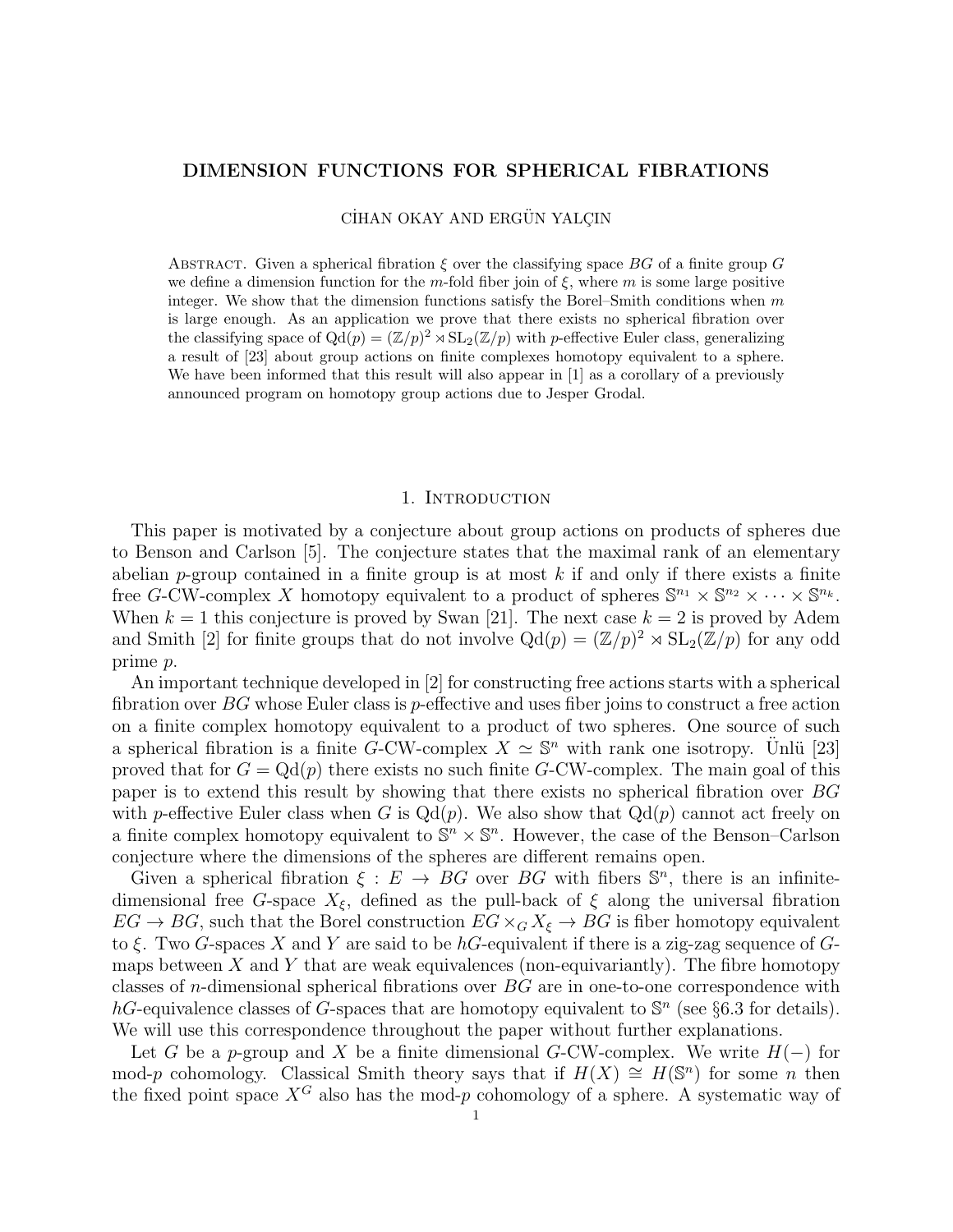# DIMENSION FUNCTIONS FOR SPHERICAL FIBRATIONS

CİHAN OKAY AND ERGÜN YALÇIN

Abstract. Given a spherical fibration $\xi$ over the classifying space $BG$ of a finite group $G$ we define a dimension function for the $m$-fold fiber join of $\xi$, where $m$ is some large positive integer. We show that the dimension functions satisfy the Borel–Smith conditions when $m$ is large enough. As an application we prove that there exists no spherical fibration over the classifying space of $\mathrm{Qd}(p) = (\mathbb{Z}/p)^2 \rtimes \mathrm{SL}_2(\mathbb{Z}/p)$ with $p$-effective Euler class, generalizing a result of [23] about group actions on finite complexes homotopy equivalent to a sphere. We have been informed that this result will also appear in [1] as a corollary of a previously announced program on homotopy group actions due to Jesper Grodal.

## 1. Introduction

This paper is motivated by a conjecture about group actions on products of spheres due to Benson and Carlson [5]. The conjecture states that the maximal rank of an elementary abelian $p$-group contained in a finite group is at most $k$ if and only if there exists a finite free $G$-CW-complex $X$ homotopy equivalent to a product of spheres $\mathbb{S}^{n_1} \times \mathbb{S}^{n_2} \times \cdots \times \mathbb{S}^{n_k}$. When $k = 1$ this conjecture is proved by Swan [21]. The next case $k = 2$ is proved by Adem and Smith [2] for finite groups that do not involve $\mathrm{Qd}(p) = (\mathbb{Z}/p)^2 \rtimes \mathrm{SL}_2(\mathbb{Z}/p)$ for any odd prime $p$.

An important technique developed in [2] for constructing free actions starts with a spherical fibration over $BG$ whose Euler class is $p$-effective and uses fiber joins to construct a free action on a finite complex homotopy equivalent to a product of two spheres. One source of such a spherical fibration is a finite $G$-CW-complex $X \simeq \mathbb{S}^n$ with rank one isotropy. Ünlü [23] proved that for $G = \mathrm{Qd}(p)$ there exists no such finite $G$-CW-complex. The main goal of this paper is to extend this result by showing that there exists no spherical fibration over $BG$ with $p$-effective Euler class when $G$ is $\mathrm{Qd}(p)$. We also show that $\mathrm{Qd}(p)$ cannot act freely on a finite complex homotopy equivalent to $\mathbb{S}^n \times \mathbb{S}^n$. However, the case of the Benson–Carlson conjecture where the dimensions of the spheres are different remains open.

Given a spherical fibration $\xi : E \to BG$ over $BG$ with fibers $\mathbb{S}^n$, there is an infinite-dimensional free $G$-space $X_\xi$, defined as the pull-back of $\xi$ along the universal fibration $EG \to BG$, such that the Borel construction $EG \times_G X_\xi \to BG$ is fiber homotopy equivalent to $\xi$. Two $G$-spaces $X$ and $Y$ are said to be $hG$-equivalent if there is a zig-zag sequence of $G$-maps between $X$ and $Y$ that are weak equivalences (non-equivariantly). The fibre homotopy classes of $n$-dimensional spherical fibrations over $BG$ are in one-to-one correspondence with $hG$-equivalence classes of $G$-spaces that are homotopy equivalent to $\mathbb{S}^n$ (see §6.3 for details). We will use this correspondence throughout the paper without further explanations.

Let $G$ be a $p$-group and $X$ be a finite dimensional $G$-CW-complex. We write $H(-)$ for mod-$p$ cohomology. Classical Smith theory says that if $H(X) \cong H(\mathbb{S}^n)$ for some $n$ then the fixed point space $X^G$ also has the mod-$p$ cohomology of a sphere. A systematic way of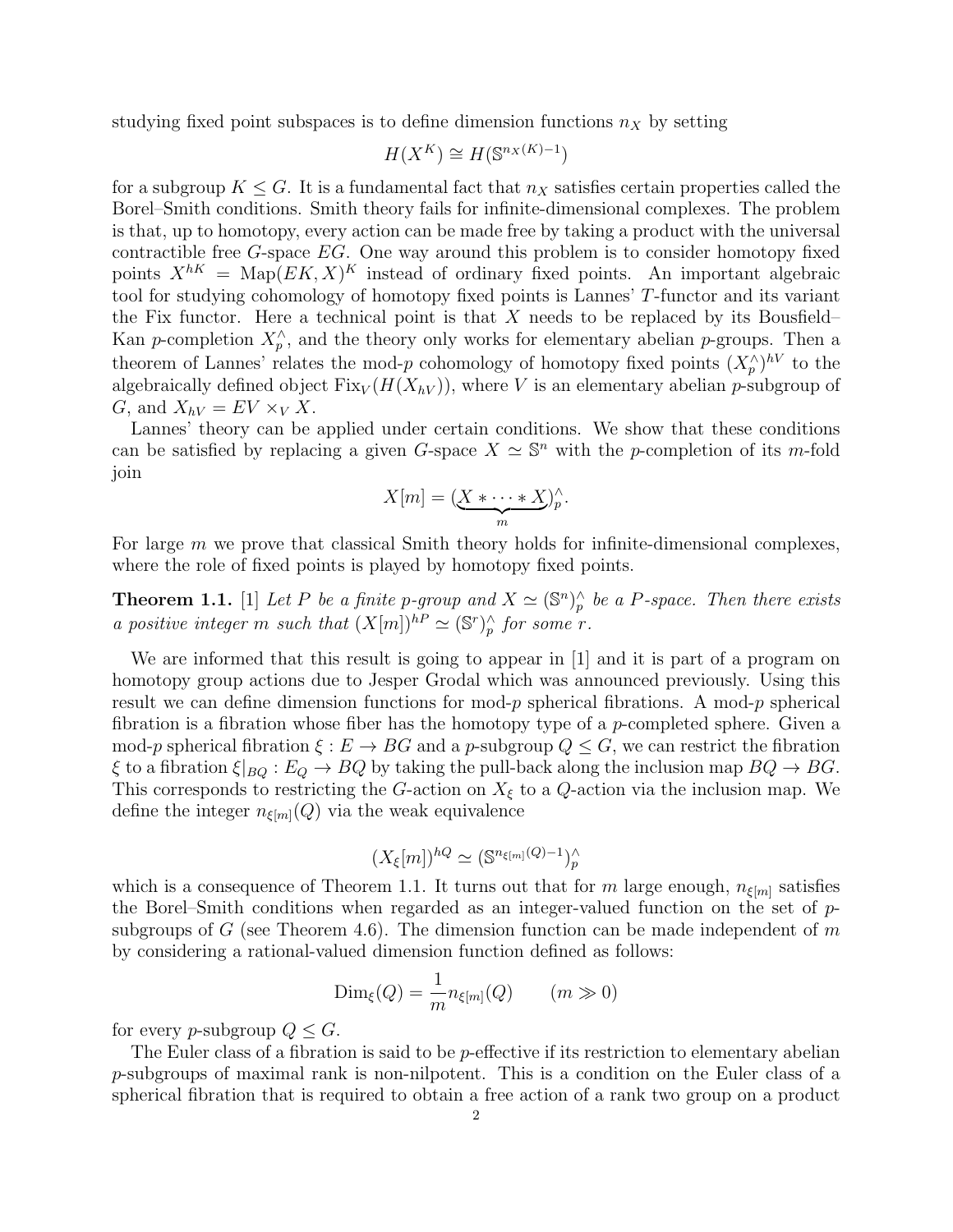studying fixed point subspaces is to define dimension functions $n_X$ by setting

$$H(X^K) \cong H(\mathbb{S}^{n_X(K)-1})$$

for a subgroup $K \leq G$. It is a fundamental fact that $n_X$ satisfies certain properties called the Borel–Smith conditions. Smith theory fails for infinite-dimensional complexes. The problem is that, up to homotopy, every action can be made free by taking a product with the universal contractible free $G$-space $EG$. One way around this problem is to consider homotopy fixed points $X^{hK} = \mathrm{Map}(EK, X)^K$ instead of ordinary fixed points. An important algebraic tool for studying cohomology of homotopy fixed points is Lannes' $T$-functor and its variant the Fix functor. Here a technical point is that $X$ needs to be replaced by its Bousfield–Kan $p$-completion $X_p^\wedge$, and the theory only works for elementary abelian $p$-groups. Then a theorem of Lannes' relates the mod-$p$ cohomology of homotopy fixed points $(X_p^\wedge)^{hV}$ to the algebraically defined object $\mathrm{Fix}_V(H(X_{hV}))$, where $V$ is an elementary abelian $p$-subgroup of $G$, and $X_{hV} = EV \times_V X$.

Lannes' theory can be applied under certain conditions. We show that these conditions can be satisfied by replacing a given $G$-space $X \simeq \mathbb{S}^n$ with the $p$-completion of its $m$-fold join

$$X[m] = (\underbrace{X * \cdots * X}_{m})_p^\wedge.$$

For large $m$ we prove that classical Smith theory holds for infinite-dimensional complexes, where the role of fixed points is played by homotopy fixed points.

**Theorem 1.1.** [1] *Let $P$ be a finite $p$-group and $X \simeq (\mathbb{S}^n)_p^\wedge$ be a $P$-space. Then there exists a positive integer $m$ such that $(X[m])^{hP} \simeq (\mathbb{S}^r)_p^\wedge$ for some $r$.*

We are informed that this result is going to appear in [1] and it is part of a program on homotopy group actions due to Jesper Grodal which was announced previously. Using this result we can define dimension functions for mod-$p$ spherical fibrations. A mod-$p$ spherical fibration is a fibration whose fiber has the homotopy type of a $p$-completed sphere. Given a mod-$p$ spherical fibration $\xi : E \to BG$ and a $p$-subgroup $Q \leq G$, we can restrict the fibration $\xi$ to a fibration $\xi|_{BQ} : E_Q \to BQ$ by taking the pull-back along the inclusion map $BQ \to BG$. This corresponds to restricting the $G$-action on $X_\xi$ to a $Q$-action via the inclusion map. We define the integer $n_{\xi[m]}(Q)$ via the weak equivalence

$$(X_\xi[m])^{hQ} \simeq (\mathbb{S}^{n_{\xi[m]}(Q)-1})_p^\wedge$$

which is a consequence of Theorem 1.1. It turns out that for $m$ large enough, $n_{\xi[m]}$ satisfies the Borel–Smith conditions when regarded as an integer-valued function on the set of $p$-subgroups of $G$ (see Theorem 4.6). The dimension function can be made independent of $m$ by considering a rational-valued dimension function defined as follows:

$$\mathrm{Dim}_\xi(Q) = \frac{1}{m} n_{\xi[m]}(Q) \qquad (m \gg 0)$$

for every $p$-subgroup $Q \leq G$.

The Euler class of a fibration is said to be $p$-effective if its restriction to elementary abelian $p$-subgroups of maximal rank is non-nilpotent. This is a condition on the Euler class of a spherical fibration that is required to obtain a free action of a rank two group on a product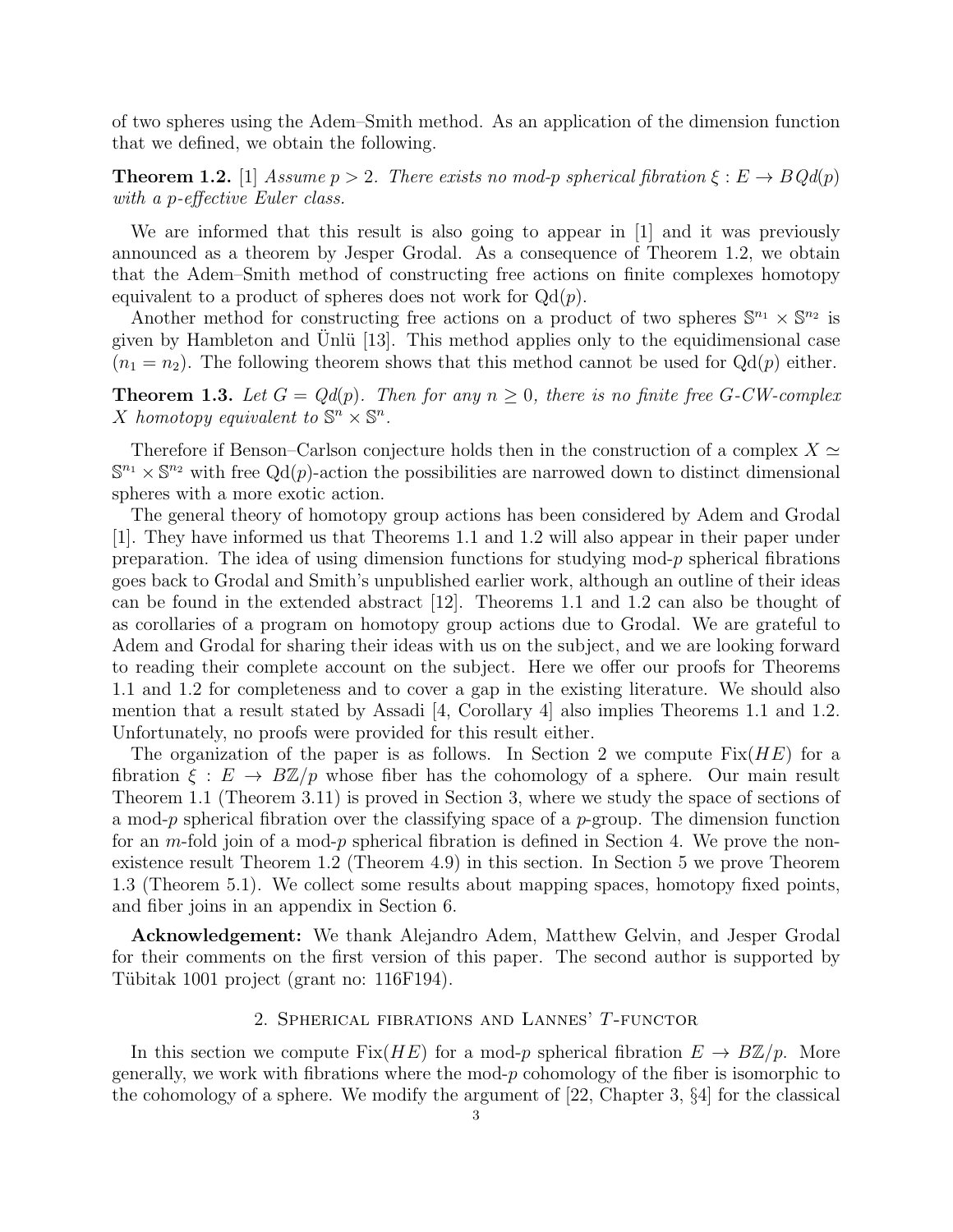of two spheres using the Adem–Smith method. As an application of the dimension function that we defined, we obtain the following.

**Theorem 1.2.** [1] *Assume $p > 2$. There exists no mod-$p$ spherical fibration $\xi : E \to BQd(p)$ with a $p$-effective Euler class.*

We are informed that this result is also going to appear in [1] and it was previously announced as a theorem by Jesper Grodal. As a consequence of Theorem 1.2, we obtain that the Adem–Smith method of constructing free actions on finite complexes homotopy equivalent to a product of spheres does not work for $\mathrm{Qd}(p)$.

Another method for constructing free actions on a product of two spheres $\mathbb{S}^{n_1} \times \mathbb{S}^{n_2}$ is given by Hambleton and Ünlü [13]. This method applies only to the equidimensional case $(n_1 = n_2)$. The following theorem shows that this method cannot be used for $\mathrm{Qd}(p)$ either.

**Theorem 1.3.** *Let $G = Qd(p)$. Then for any $n \geq 0$, there is no finite free $G$-CW-complex $X$ homotopy equivalent to $\mathbb{S}^n \times \mathbb{S}^n$.*

Therefore if Benson–Carlson conjecture holds then in the construction of a complex $X \simeq \mathbb{S}^{n_1} \times \mathbb{S}^{n_2}$ with free $\mathrm{Qd}(p)$-action the possibilities are narrowed down to distinct dimensional spheres with a more exotic action.

The general theory of homotopy group actions has been considered by Adem and Grodal [1]. They have informed us that Theorems 1.1 and 1.2 will also appear in their paper under preparation. The idea of using dimension functions for studying mod-$p$ spherical fibrations goes back to Grodal and Smith's unpublished earlier work, although an outline of their ideas can be found in the extended abstract [12]. Theorems 1.1 and 1.2 can also be thought of as corollaries of a program on homotopy group actions due to Grodal. We are grateful to Adem and Grodal for sharing their ideas with us on the subject, and we are looking forward to reading their complete account on the subject. Here we offer our proofs for Theorems 1.1 and 1.2 for completeness and to cover a gap in the existing literature. We should also mention that a result stated by Assadi [4, Corollary 4] also implies Theorems 1.1 and 1.2. Unfortunately, no proofs were provided for this result either.

The organization of the paper is as follows. In Section 2 we compute $\mathrm{Fix}(HE)$ for a fibration $\xi : E \to B\mathbb{Z}/p$ whose fiber has the cohomology of a sphere. Our main result Theorem 1.1 (Theorem 3.11) is proved in Section 3, where we study the space of sections of a mod-$p$ spherical fibration over the classifying space of a $p$-group. The dimension function for an $m$-fold join of a mod-$p$ spherical fibration is defined in Section 4. We prove the non-existence result Theorem 1.2 (Theorem 4.9) in this section. In Section 5 we prove Theorem 1.3 (Theorem 5.1). We collect some results about mapping spaces, homotopy fixed points, and fiber joins in an appendix in Section 6.

**Acknowledgement:** We thank Alejandro Adem, Matthew Gelvin, and Jesper Grodal for their comments on the first version of this paper. The second author is supported by Tübitak 1001 project (grant no: 116F194).

## 2. Spherical fibrations and Lannes' $T$-functor

In this section we compute $\mathrm{Fix}(HE)$ for a mod-$p$ spherical fibration $E \to B\mathbb{Z}/p$. More generally, we work with fibrations where the mod-$p$ cohomology of the fiber is isomorphic to the cohomology of a sphere. We modify the argument of [22, Chapter 3, §4] for the classical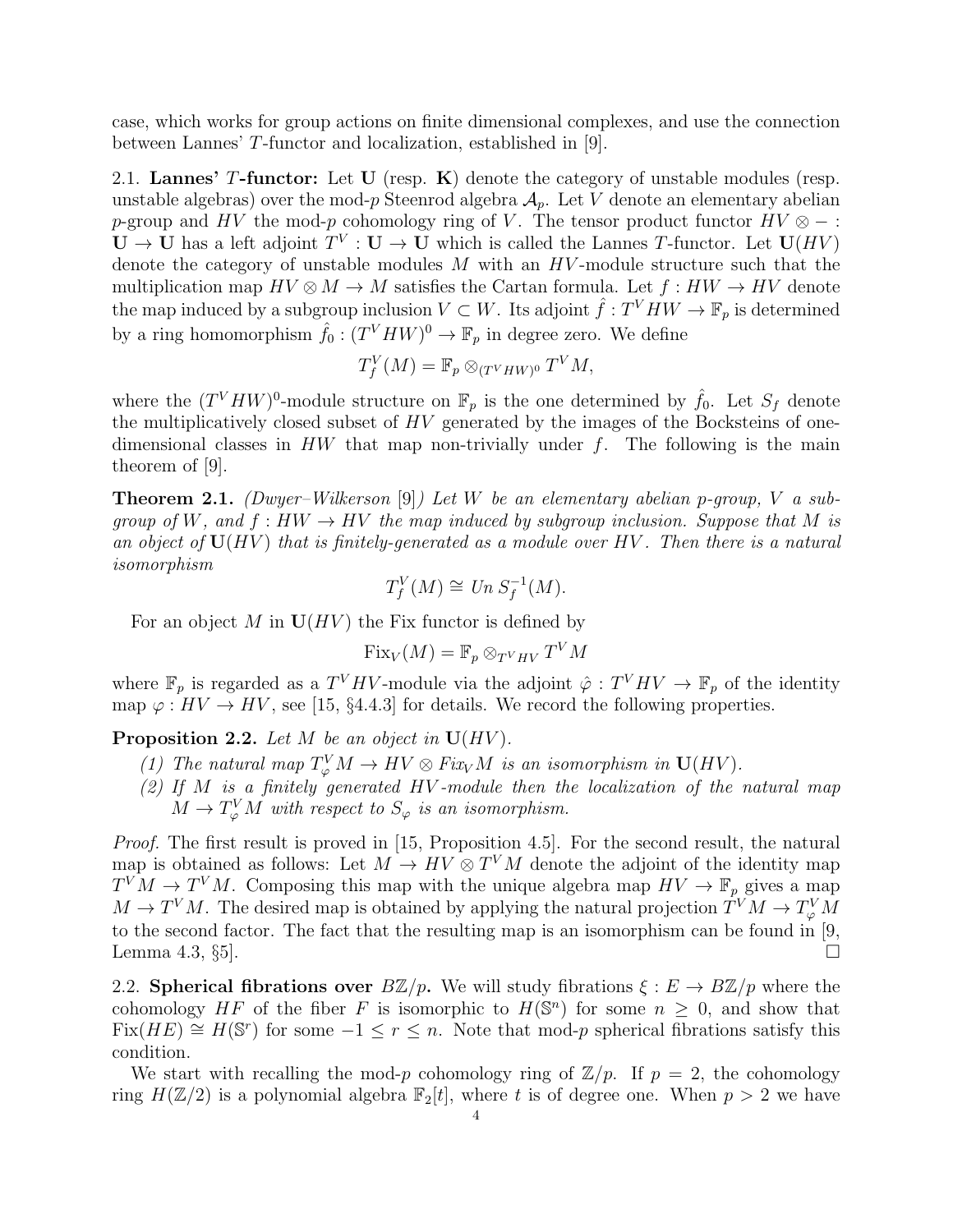case, which works for group actions on finite dimensional complexes, and use the connection between Lannes' $T$-functor and localization, established in [9].

2.1. **Lannes' $T$-functor:** Let $\mathbf{U}$ (resp. $\mathbf{K}$) denote the category of unstable modules (resp. unstable algebras) over the mod-$p$ Steenrod algebra $\mathcal{A}_p$. Let $V$ denote an elementary abelian $p$-group and $HV$ the mod-$p$ cohomology ring of $V$. The tensor product functor $HV \otimes - : \mathbf{U} \to \mathbf{U}$ has a left adjoint $T^V : \mathbf{U} \to \mathbf{U}$ which is called the Lannes $T$-functor. Let $\mathbf{U}(HV)$ denote the category of unstable modules $M$ with an $HV$-module structure such that the multiplication map $HV \otimes M \to M$ satisfies the Cartan formula. Let $f : HW \to HV$ denote the map induced by a subgroup inclusion $V \subset W$. Its adjoint $\hat{f} : T^V HW \to \mathbb{F}_p$ is determined by a ring homomorphism $\hat{f}_0 : (T^V HW)^0 \to \mathbb{F}_p$ in degree zero. We define

$$T^V_f(M) = \mathbb{F}_p \otimes_{(T^V HW)^0} T^V M,$$

where the $(T^V HW)^0$-module structure on $\mathbb{F}_p$ is the one determined by $\hat{f}_0$. Let $S_f$ denote the multiplicatively closed subset of $HV$ generated by the images of the Bocksteins of one-dimensional classes in $HW$ that map non-trivially under $f$. The following is the main theorem of [9].

**Theorem 2.1.** *(Dwyer–Wilkerson [9]) Let $W$ be an elementary abelian $p$-group, $V$ a subgroup of $W$, and $f : HW \to HV$ the map induced by subgroup inclusion. Suppose that $M$ is an object of $\mathbf{U}(HV)$ that is finitely-generated as a module over $HV$. Then there is a natural isomorphism*

$$T^V_f(M) \cong Un\, S_f^{-1}(M).$$

For an object $M$ in $\mathbf{U}(HV)$ the Fix functor is defined by

$$\mathrm{Fix}_V(M) = \mathbb{F}_p \otimes_{T^V HV} T^V M$$

where $\mathbb{F}_p$ is regarded as a $T^V HV$-module via the adjoint $\hat{\varphi} : T^V HV \to \mathbb{F}_p$ of the identity map $\varphi : HV \to HV$, see [15, §4.4.3] for details. We record the following properties.

**Proposition 2.2.** *Let $M$ be an object in $\mathbf{U}(HV)$.*

1. *The natural map $T^V_\varphi M \to HV \otimes Fix_V M$ is an isomorphism in $\mathbf{U}(HV)$.*
2. *If $M$ is a finitely generated $HV$-module then the localization of the natural map $M \to T^V_\varphi M$ with respect to $S_\varphi$ is an isomorphism.*

*Proof.* The first result is proved in [15, Proposition 4.5]. For the second result, the natural map is obtained as follows: Let $M \to HV \otimes T^V M$ denote the adjoint of the identity map $T^V M \to T^V M$. Composing this map with the unique algebra map $HV \to \mathbb{F}_p$ gives a map $M \to T^V M$. The desired map is obtained by applying the natural projection $T^V M \to T^V_\varphi M$ to the second factor. The fact that the resulting map is an isomorphism can be found in [9, Lemma 4.3, §5]. □

2.2. **Spherical fibrations over $B\mathbb{Z}/p$.** We will study fibrations $\xi : E \to B\mathbb{Z}/p$ where the cohomology $HF$ of the fiber $F$ is isomorphic to $H(\mathbb{S}^n)$ for some $n \geq 0$, and show that $\mathrm{Fix}(HE) \cong H(\mathbb{S}^r)$ for some $-1 \leq r \leq n$. Note that mod-$p$ spherical fibrations satisfy this condition.

We start with recalling the mod-$p$ cohomology ring of $\mathbb{Z}/p$. If $p = 2$, the cohomology ring $H(\mathbb{Z}/2)$ is a polynomial algebra $\mathbb{F}_2[t]$, where $t$ is of degree one. When $p > 2$ we have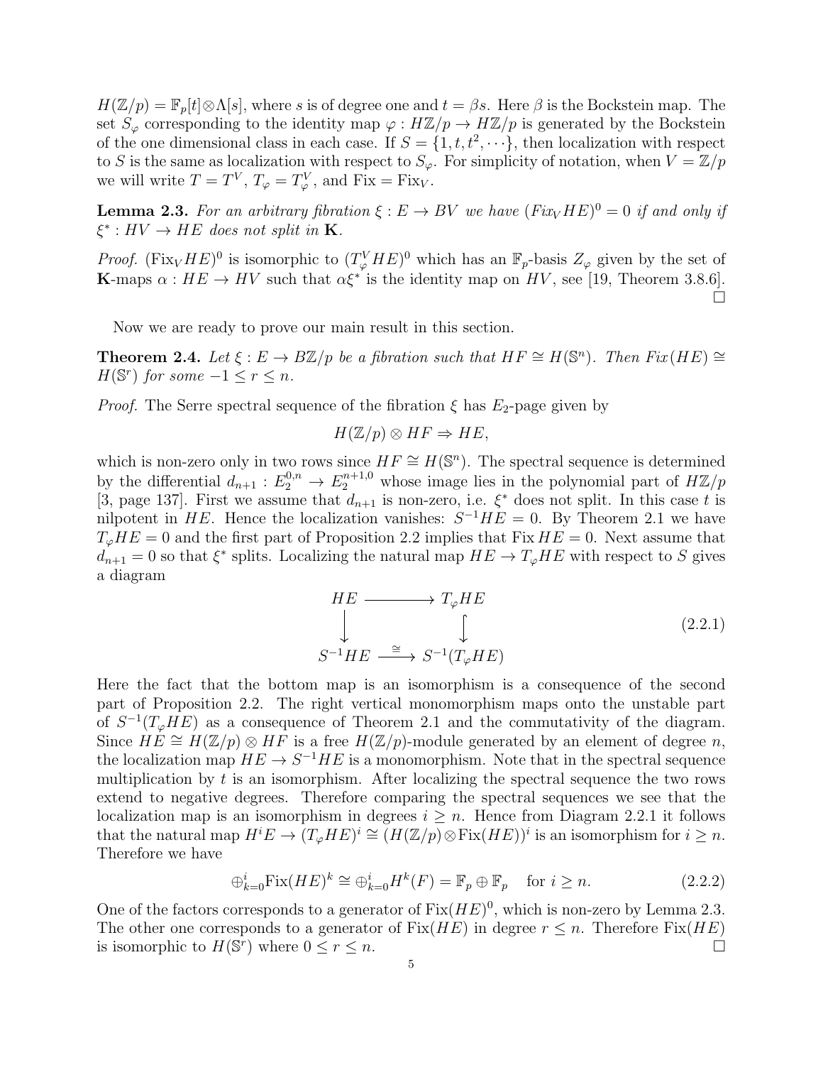$H(\mathbb{Z}/p) = \mathbb{F}_p[t]\otimes\Lambda[s]$, where $s$ is of degree one and $t = \beta s$. Here $\beta$ is the Bockstein map. The set $S_\varphi$ corresponding to the identity map $\varphi : H\mathbb{Z}/p \to H\mathbb{Z}/p$ is generated by the Bockstein of the one dimensional class in each case. If $S = \{1, t, t^2, \cdots\}$, then localization with respect to $S$ is the same as localization with respect to $S_\varphi$. For simplicity of notation, when $V = \mathbb{Z}/p$ we will write $T = T^V$, $T_\varphi = T^V_\varphi$, and $\text{Fix} = \text{Fix}_V$.

**Lemma 2.3.** *For an arbitrary fibration $\xi : E \to BV$ we have $(Fix_V HE)^0 = 0$ if and only if $\xi^* : HV \to HE$ does not split in $\mathbf{K}$.*

*Proof.* $(\text{Fix}_V HE)^0$ is isomorphic to $(T^V_\varphi HE)^0$ which has an $\mathbb{F}_p$-basis $Z_\varphi$ given by the set of $\mathbf{K}$-maps $\alpha : HE \to HV$ such that $\alpha\xi^*$ is the identity map on $HV$, see [19, Theorem 3.8.6]. □

Now we are ready to prove our main result in this section.

**Theorem 2.4.** *Let $\xi : E \to B\mathbb{Z}/p$ be a fibration such that $HF \cong H(\mathbb{S}^n)$. Then $Fix(HE) \cong H(\mathbb{S}^r)$ for some $-1 \le r \le n$.*

*Proof.* The Serre spectral sequence of the fibration $\xi$ has $E_2$-page given by

$$H(\mathbb{Z}/p) \otimes HF \Rightarrow HE,$$

which is non-zero only in two rows since $HF \cong H(\mathbb{S}^n)$. The spectral sequence is determined by the differential $d_{n+1} : E_2^{0,n} \to E_2^{n+1,0}$ whose image lies in the polynomial part of $H\mathbb{Z}/p$ [3, page 137]. First we assume that $d_{n+1}$ is non-zero, i.e. $\xi^*$ does not split. In this case $t$ is nilpotent in $HE$. Hence the localization vanishes: $S^{-1}HE = 0$. By Theorem 2.1 we have $T_\varphi HE = 0$ and the first part of Proposition 2.2 implies that $\text{Fix}\, HE = 0$. Next assume that $d_{n+1} = 0$ so that $\xi^*$ splits. Localizing the natural map $HE \to T_\varphi HE$ with respect to $S$ gives a diagram

$$\begin{array}{ccc} HE & \longrightarrow & T_\varphi HE \\ \downarrow & & \downarrow \\ S^{-1}HE & \xrightarrow{\cong} & S^{-1}(T_\varphi HE) \end{array} \tag{2.2.1}$$

Here the fact that the bottom map is an isomorphism is a consequence of the second part of Proposition 2.2. The right vertical monomorphism maps onto the unstable part of $S^{-1}(T_\varphi HE)$ as a consequence of Theorem 2.1 and the commutativity of the diagram. Since $HE \cong H(\mathbb{Z}/p) \otimes HF$ is a free $H(\mathbb{Z}/p)$-module generated by an element of degree $n$, the localization map $HE \to S^{-1}HE$ is a monomorphism. Note that in the spectral sequence multiplication by $t$ is an isomorphism. After localizing the spectral sequence the two rows extend to negative degrees. Therefore comparing the spectral sequences we see that the localization map is an isomorphism in degrees $i \ge n$. Hence from Diagram 2.2.1 it follows that the natural map $H^iE \to (T_\varphi HE)^i \cong (H(\mathbb{Z}/p)\otimes \text{Fix}(HE))^i$ is an isomorphism for $i \ge n$. Therefore we have

$$\oplus_{k=0}^{i} \text{Fix}(HE)^k \cong \oplus_{k=0}^{i} H^k(F) = \mathbb{F}_p \oplus \mathbb{F}_p \quad \text{for } i \ge n. \tag{2.2.2}$$

One of the factors corresponds to a generator of $\text{Fix}(HE)^0$, which is non-zero by Lemma 2.3. The other one corresponds to a generator of $\text{Fix}(HE)$ in degree $r \le n$. Therefore $\text{Fix}(HE)$ is isomorphic to $H(\mathbb{S}^r)$ where $0 \le r \le n$. □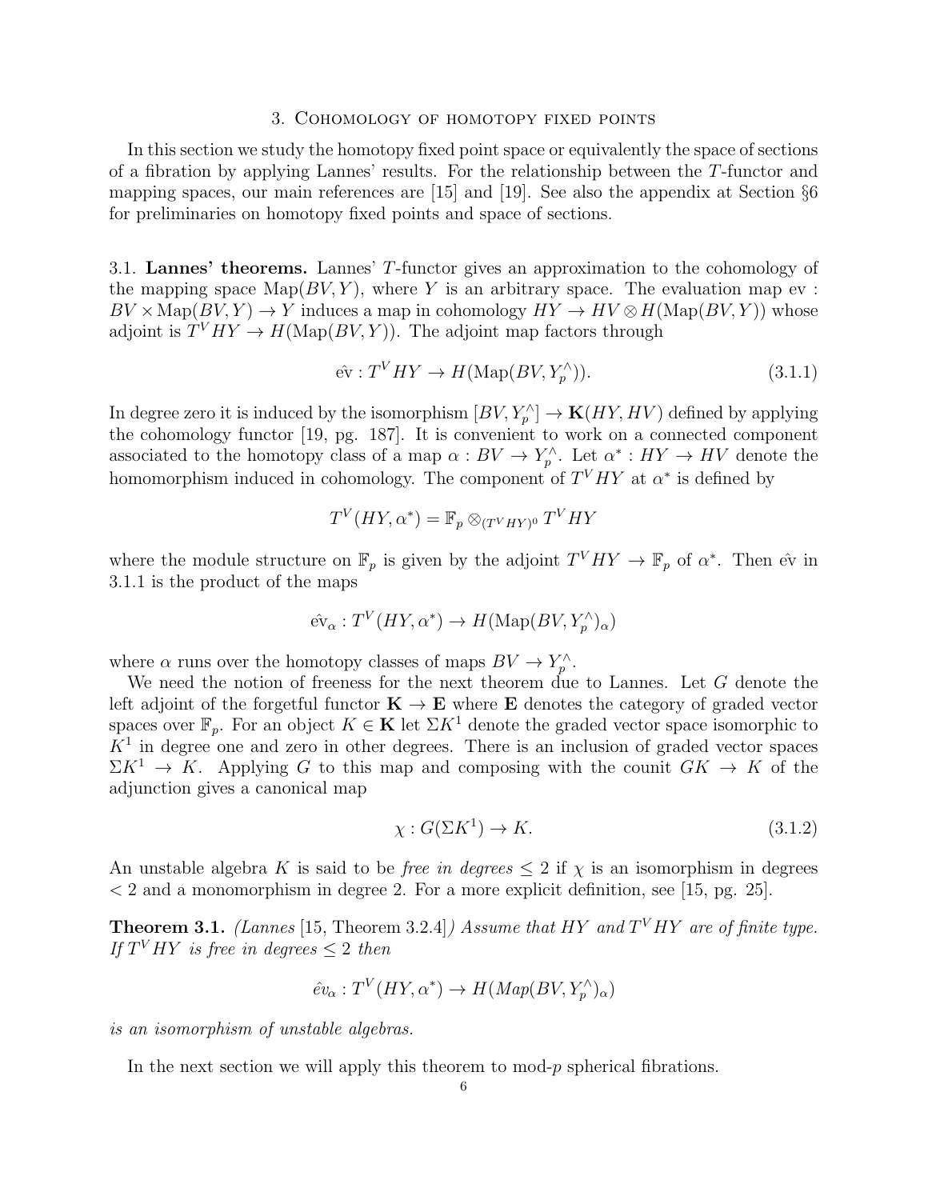## 3. Cohomology of homotopy fixed points

In this section we study the homotopy fixed point space or equivalently the space of sections of a fibration by applying Lannes' results. For the relationship between the $T$-functor and mapping spaces, our main references are [15] and [19]. See also the appendix at Section §6 for preliminaries on homotopy fixed points and space of sections.

### 3.1. Lannes' theorems.

Lannes' $T$-functor gives an approximation to the cohomology of the mapping space $\mathrm{Map}(BV, Y)$, where $Y$ is an arbitrary space. The evaluation map $\mathrm{ev} : BV \times \mathrm{Map}(BV, Y) \to Y$ induces a map in cohomology $HY \to HV \otimes H(\mathrm{Map}(BV, Y))$ whose adjoint is $T^V HY \to H(\mathrm{Map}(BV, Y))$. The adjoint map factors through

$$\hat{\mathrm{ev}} : T^V HY \to H(\mathrm{Map}(BV, Y_p^\wedge)). \tag{3.1.1}$$

In degree zero it is induced by the isomorphism $[BV, Y_p^\wedge] \to \mathbf{K}(HY, HV)$ defined by applying the cohomology functor [19, pg. 187]. It is convenient to work on a connected component associated to the homotopy class of a map $\alpha : BV \to Y_p^\wedge$. Let $\alpha^* : HY \to HV$ denote the homomorphism induced in cohomology. The component of $T^V HY$ at $\alpha^*$ is defined by

$$T^V(HY, \alpha^*) = \mathbb{F}_p \otimes_{(T^V HY)^0} T^V HY$$

where the module structure on $\mathbb{F}_p$ is given by the adjoint $T^V HY \to \mathbb{F}_p$ of $\alpha^*$. Then $\hat{\mathrm{ev}}$ in 3.1.1 is the product of the maps

$$\hat{\mathrm{ev}}_\alpha : T^V(HY, \alpha^*) \to H(\mathrm{Map}(BV, Y_p^\wedge)_\alpha)$$

where $\alpha$ runs over the homotopy classes of maps $BV \to Y_p^\wedge$.

We need the notion of freeness for the next theorem due to Lannes. Let $G$ denote the left adjoint of the forgetful functor $\mathbf{K} \to \mathbf{E}$ where $\mathbf{E}$ denotes the category of graded vector spaces over $\mathbb{F}_p$. For an object $K \in \mathbf{K}$ let $\Sigma K^1$ denote the graded vector space isomorphic to $K^1$ in degree one and zero in other degrees. There is an inclusion of graded vector spaces $\Sigma K^1 \to K$. Applying $G$ to this map and composing with the counit $GK \to K$ of the adjunction gives a canonical map

$$\chi : G(\Sigma K^1) \to K. \tag{3.1.2}$$

An unstable algebra $K$ is said to be *free in degrees* $\leq 2$ if $\chi$ is an isomorphism in degrees $< 2$ and a monomorphism in degree 2. For a more explicit definition, see [15, pg. 25].

**Theorem 3.1.** *(Lannes [15, Theorem 3.2.4]) Assume that $HY$ and $T^V HY$ are of finite type. If $T^V HY$ is free in degrees $\leq 2$ then*

$$\hat{ev}_\alpha : T^V(HY, \alpha^*) \to H(Map(BV, Y_p^\wedge)_\alpha)$$

*is an isomorphism of unstable algebras.*

In the next section we will apply this theorem to mod-$p$ spherical fibrations.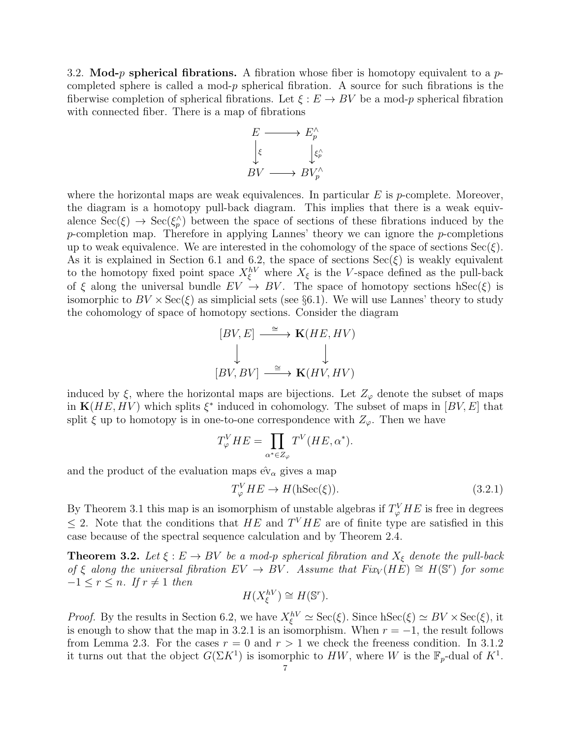3.2. **Mod-$p$ spherical fibrations.** A fibration whose fiber is homotopy equivalent to a $p$-completed sphere is called a mod-$p$ spherical fibration. A source for such fibrations is the fiberwise completion of spherical fibrations. Let $\xi : E \to BV$ be a mod-$p$ spherical fibration with connected fiber. There is a map of fibrations

$$\begin{array}{ccc} E & \longrightarrow & E_p^\wedge \\ \Big\downarrow{\scriptstyle \xi} & & \Big\downarrow{\scriptstyle \xi_p^\wedge} \\ BV & \longrightarrow & BV_p^\wedge \end{array}$$

where the horizontal maps are weak equivalences. In particular $E$ is $p$-complete. Moreover, the diagram is a homotopy pull-back diagram. This implies that there is a weak equivalence $\mathrm{Sec}(\xi) \to \mathrm{Sec}(\xi_p^\wedge)$ between the space of sections of these fibrations induced by the $p$-completion map. Therefore in applying Lannes' theory we can ignore the $p$-completions up to weak equivalence. We are interested in the cohomology of the space of sections $\mathrm{Sec}(\xi)$. As it is explained in Section 6.1 and 6.2, the space of sections $\mathrm{Sec}(\xi)$ is weakly equivalent to the homotopy fixed point space $X_\xi^{hV}$ where $X_\xi$ is the $V$-space defined as the pull-back of $\xi$ along the universal bundle $EV \to BV$. The space of homotopy sections $\mathrm{hSec}(\xi)$ is isomorphic to $BV \times \mathrm{Sec}(\xi)$ as simplicial sets (see §6.1). We will use Lannes' theory to study the cohomology of space of homotopy sections. Consider the diagram

$$\begin{array}{ccc} [BV, E] & \xrightarrow{\ \cong\ } & \mathbf{K}(HE, HV) \\ \Big\downarrow & & \Big\downarrow \\ [BV, BV] & \xrightarrow{\ \cong\ } & \mathbf{K}(HV, HV) \end{array}$$

induced by $\xi$, where the horizontal maps are bijections. Let $Z_\varphi$ denote the subset of maps in $\mathbf{K}(HE, HV)$ which splits $\xi^*$ induced in cohomology. The subset of maps in $[BV, E]$ that split $\xi$ up to homotopy is in one-to-one correspondence with $Z_\varphi$. Then we have

$$T_\varphi^V HE = \prod_{\alpha^* \in Z_\varphi} T^V(HE, \alpha^*).$$

and the product of the evaluation maps $\hat{\mathrm{ev}}_\alpha$ gives a map

$$T_\varphi^V HE \to H(\mathrm{hSec}(\xi)). \tag{3.2.1}$$

By Theorem 3.1 this map is an isomorphism of unstable algebras if $T_\varphi^V HE$ is free in degrees $\leq 2$. Note that the conditions that $HE$ and $T^V HE$ are of finite type are satisfied in this case because of the spectral sequence calculation and by Theorem 2.4.

**Theorem 3.2.** *Let $\xi : E \to BV$ be a mod-$p$ spherical fibration and $X_\xi$ denote the pull-back of $\xi$ along the universal fibration $EV \to BV$. Assume that $Fix_V(HE) \cong H(\mathbb{S}^r)$ for some $-1 \leq r \leq n$. If $r \neq 1$ then*

$$H(X_\xi^{hV}) \cong H(\mathbb{S}^r).$$

*Proof.* By the results in Section 6.2, we have $X_\xi^{hV} \simeq \mathrm{Sec}(\xi)$. Since $\mathrm{hSec}(\xi) \simeq BV \times \mathrm{Sec}(\xi)$, it is enough to show that the map in 3.2.1 is an isomorphism. When $r = -1$, the result follows from Lemma 2.3. For the cases $r = 0$ and $r > 1$ we check the freeness condition. In 3.1.2 it turns out that the object $G(\Sigma K^1)$ is isomorphic to $HW$, where $W$ is the $\mathbb{F}_p$-dual of $K^1$.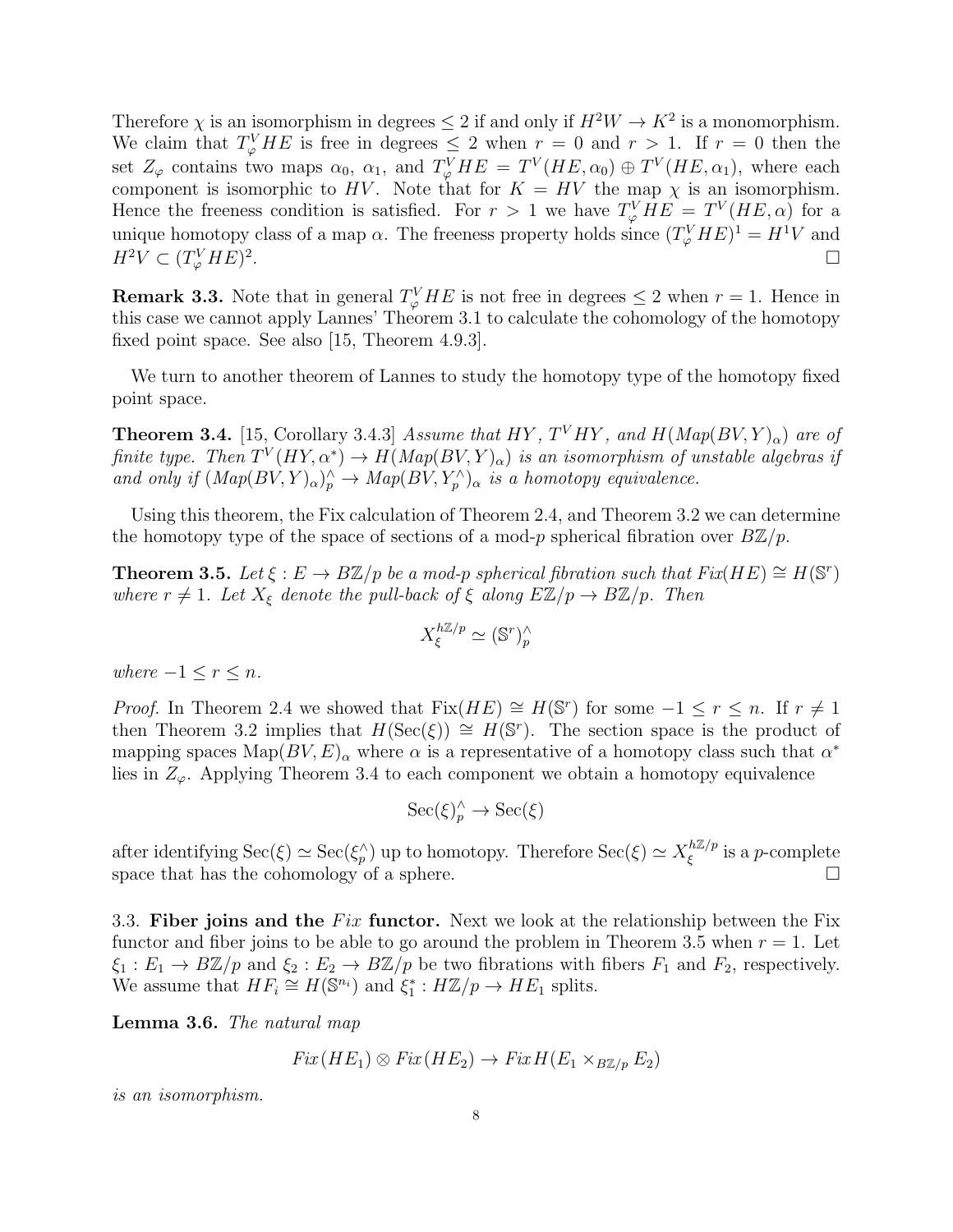Therefore $\chi$ is an isomorphism in degrees $\leq 2$ if and only if $H^2W \to K^2$ is a monomorphism. We claim that $T^V_\varphi HE$ is free in degrees $\leq 2$ when $r = 0$ and $r > 1$. If $r = 0$ then the set $Z_\varphi$ contains two maps $\alpha_0$, $\alpha_1$, and $T^V_\varphi HE = T^V(HE, \alpha_0) \oplus T^V(HE, \alpha_1)$, where each component is isomorphic to $HV$. Note that for $K = HV$ the map $\chi$ is an isomorphism. Hence the freeness condition is satisfied. For $r > 1$ we have $T^V_\varphi HE = T^V(HE, \alpha)$ for a unique homotopy class of a map $\alpha$. The freeness property holds since $(T^V_\varphi HE)^1 = H^1V$ and $H^2V \subset (T^V_\varphi HE)^2$. □

**Remark 3.3.** Note that in general $T^V_\varphi HE$ is not free in degrees $\leq 2$ when $r = 1$. Hence in this case we cannot apply Lannes' Theorem 3.1 to calculate the cohomology of the homotopy fixed point space. See also [15, Theorem 4.9.3].

We turn to another theorem of Lannes to study the homotopy type of the homotopy fixed point space.

**Theorem 3.4.** [15, Corollary 3.4.3] *Assume that $HY$, $T^VHY$, and $H(Map(BV, Y)_\alpha)$ are of finite type. Then $T^V(HY, \alpha^*) \to H(Map(BV, Y)_\alpha)$ is an isomorphism of unstable algebras if and only if $(Map(BV, Y)_\alpha)^\wedge_p \to Map(BV, Y^\wedge_p)_\alpha$ is a homotopy equivalence.*

Using this theorem, the Fix calculation of Theorem 2.4, and Theorem 3.2 we can determine the homotopy type of the space of sections of a mod-$p$ spherical fibration over $B\mathbb{Z}/p$.

**Theorem 3.5.** *Let $\xi : E \to B\mathbb{Z}/p$ be a mod-$p$ spherical fibration such that $Fix(HE) \cong H(\mathbb{S}^r)$ where $r \neq 1$. Let $X_\xi$ denote the pull-back of $\xi$ along $E\mathbb{Z}/p \to B\mathbb{Z}/p$. Then*

$$X_\xi^{h\mathbb{Z}/p} \simeq (\mathbb{S}^r)^\wedge_p$$

*where $-1 \leq r \leq n$.*

*Proof.* In Theorem 2.4 we showed that $\mathrm{Fix}(HE) \cong H(\mathbb{S}^r)$ for some $-1 \leq r \leq n$. If $r \neq 1$ then Theorem 3.2 implies that $H(\mathrm{Sec}(\xi)) \cong H(\mathbb{S}^r)$. The section space is the product of mapping spaces $\mathrm{Map}(BV, E)_\alpha$ where $\alpha$ is a representative of a homotopy class such that $\alpha^*$ lies in $Z_\varphi$. Applying Theorem 3.4 to each component we obtain a homotopy equivalence

$$\mathrm{Sec}(\xi)^\wedge_p \to \mathrm{Sec}(\xi)$$

after identifying $\mathrm{Sec}(\xi) \simeq \mathrm{Sec}(\xi^\wedge_p)$ up to homotopy. Therefore $\mathrm{Sec}(\xi) \simeq X_\xi^{h\mathbb{Z}/p}$ is a $p$-complete space that has the cohomology of a sphere. □

3.3. **Fiber joins and the *Fix* functor.** Next we look at the relationship between the Fix functor and fiber joins to be able to go around the problem in Theorem 3.5 when $r = 1$. Let $\xi_1 : E_1 \to B\mathbb{Z}/p$ and $\xi_2 : E_2 \to B\mathbb{Z}/p$ be two fibrations with fibers $F_1$ and $F_2$, respectively. We assume that $HF_i \cong H(\mathbb{S}^{n_i})$ and $\xi_1^* : H\mathbb{Z}/p \to HE_1$ splits.

**Lemma 3.6.** *The natural map*

$$Fix(HE_1) \otimes Fix(HE_2) \to Fix\, H(E_1 \times_{B\mathbb{Z}/p} E_2)$$

*is an isomorphism.*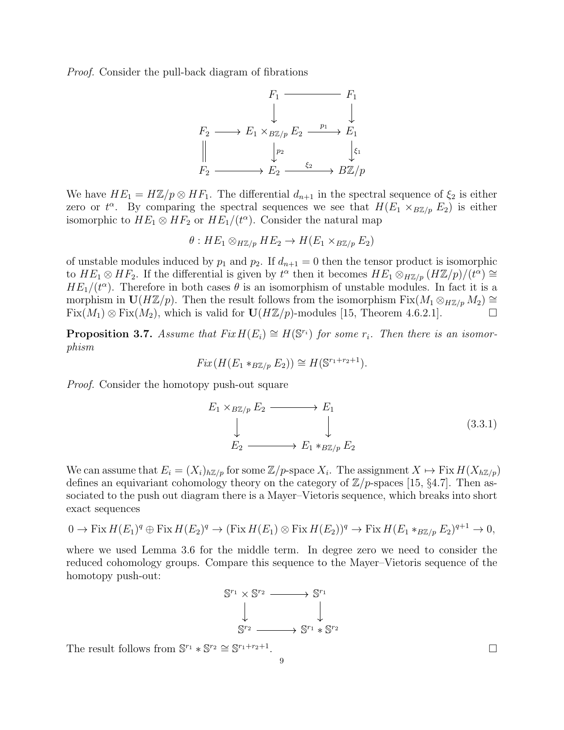*Proof.* Consider the pull-back diagram of fibrations

$$
\begin{array}{ccccc}
 & & F_1 & \longrightarrow & F_1 \\
 & & \downarrow & & \downarrow \\
F_2 & \longrightarrow & E_1 \times_{B\mathbb{Z}/p} E_2 & \xrightarrow{p_1} & E_1 \\
\| & & \downarrow{\scriptstyle p_2} & & \downarrow{\scriptstyle \xi_1} \\
F_2 & \longrightarrow & E_2 & \xrightarrow{\xi_2} & B\mathbb{Z}/p
\end{array}
$$

We have $HE_1 = H\mathbb{Z}/p \otimes HF_1$. The differential $d_{n+1}$ in the spectral sequence of $\xi_2$ is either zero or $t^\alpha$. By comparing the spectral sequences we see that $H(E_1 \times_{B\mathbb{Z}/p} E_2)$ is either isomorphic to $HE_1 \otimes HF_2$ or $HE_1/(t^\alpha)$. Consider the natural map

$$\theta : HE_1 \otimes_{H\mathbb{Z}/p} HE_2 \to H(E_1 \times_{B\mathbb{Z}/p} E_2)$$

of unstable modules induced by $p_1$ and $p_2$. If $d_{n+1} = 0$ then the tensor product is isomorphic to $HE_1 \otimes HF_2$. If the differential is given by $t^\alpha$ then it becomes $HE_1 \otimes_{H\mathbb{Z}/p} (H\mathbb{Z}/p)/(t^\alpha) \cong HE_1/(t^\alpha)$. Therefore in both cases $\theta$ is an isomorphism of unstable modules. In fact it is a morphism in $\mathbf{U}(H\mathbb{Z}/p)$. Then the result follows from the isomorphism $\mathrm{Fix}(M_1 \otimes_{H\mathbb{Z}/p} M_2) \cong \mathrm{Fix}(M_1) \otimes \mathrm{Fix}(M_2)$, which is valid for $\mathbf{U}(H\mathbb{Z}/p)$-modules [15, Theorem 4.6.2.1]. □

**Proposition 3.7.** *Assume that $Fix\, H(E_i) \cong H(\mathbb{S}^{r_i})$ for some $r_i$. Then there is an isomorphism*

$$Fix\,(H(E_1 *_{B\mathbb{Z}/p} E_2)) \cong H(\mathbb{S}^{r_1+r_2+1}).$$

*Proof.* Consider the homotopy push-out square

$$
\begin{array}{ccc}
E_1 \times_{B\mathbb{Z}/p} E_2 & \longrightarrow & E_1 \\
\downarrow & & \downarrow \\
E_2 & \longrightarrow & E_1 *_{B\mathbb{Z}/p} E_2
\end{array}
\tag{3.3.1}
$$

We can assume that $E_i = (X_i)_{h\mathbb{Z}/p}$ for some $\mathbb{Z}/p$-space $X_i$. The assignment $X \mapsto \mathrm{Fix}\, H(X_{h\mathbb{Z}/p})$ defines an equivariant cohomology theory on the category of $\mathbb{Z}/p$-spaces [15, §4.7]. Then associated to the push out diagram there is a Mayer–Vietoris sequence, which breaks into short exact sequences

$$0 \to \mathrm{Fix}\, H(E_1)^q \oplus \mathrm{Fix}\, H(E_2)^q \to (\mathrm{Fix}\, H(E_1) \otimes \mathrm{Fix}\, H(E_2))^q \to \mathrm{Fix}\, H(E_1 *_{B\mathbb{Z}/p} E_2)^{q+1} \to 0,$$

where we used Lemma 3.6 for the middle term. In degree zero we need to consider the reduced cohomology groups. Compare this sequence to the Mayer–Vietoris sequence of the homotopy push-out:

$$
\begin{array}{ccc}
\mathbb{S}^{r_1} \times \mathbb{S}^{r_2} & \longrightarrow & \mathbb{S}^{r_1} \\
\downarrow & & \downarrow \\
\mathbb{S}^{r_2} & \longrightarrow & \mathbb{S}^{r_1} * \mathbb{S}^{r_2}
\end{array}
$$

The result follows from $\mathbb{S}^{r_1} * \mathbb{S}^{r_2} \cong \mathbb{S}^{r_1+r_2+1}$. □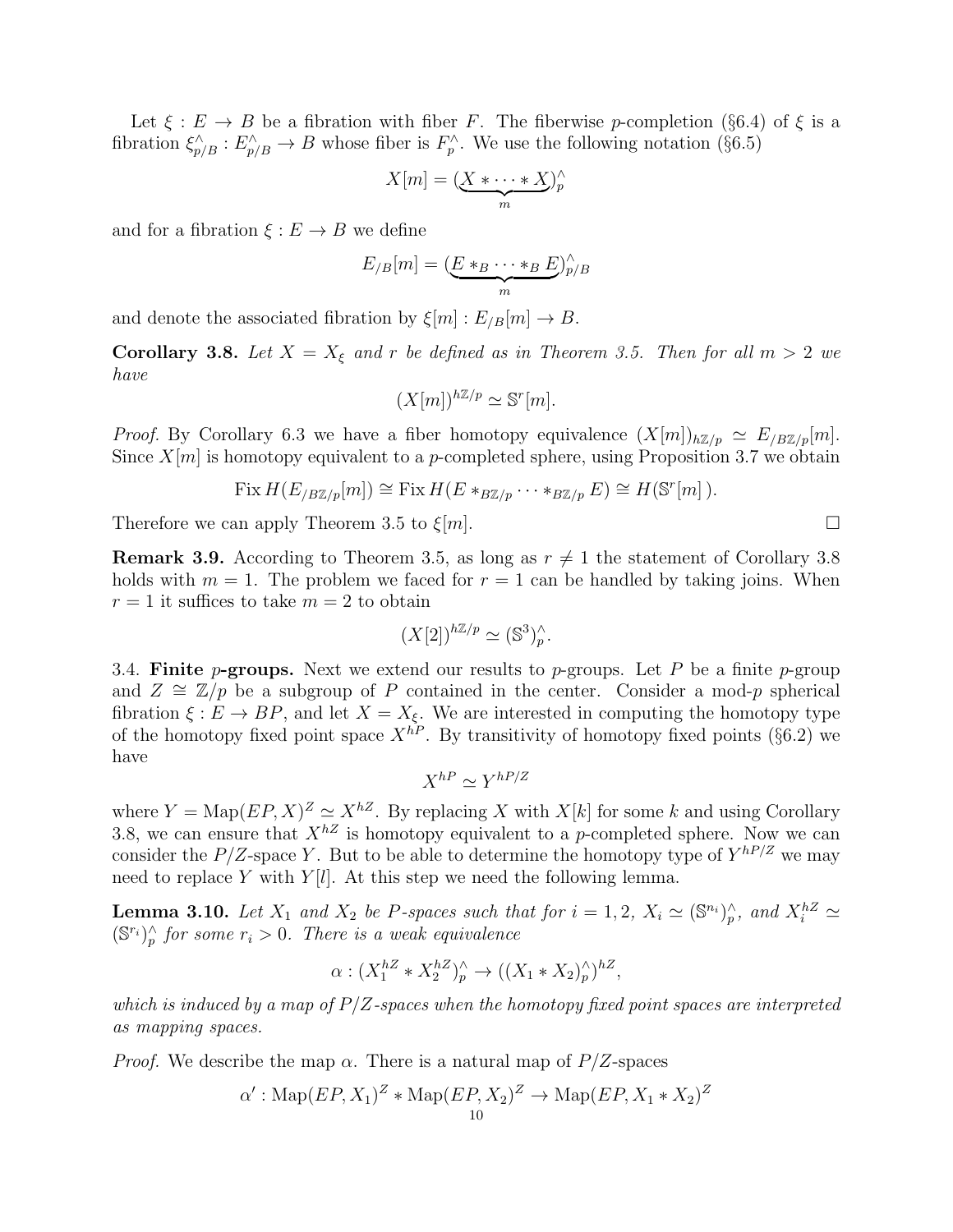Let $\xi : E \to B$ be a fibration with fiber $F$. The fiberwise $p$-completion (§6.4) of $\xi$ is a fibration $\xi^\wedge_{p/B} : E^\wedge_{p/B} \to B$ whose fiber is $F^\wedge_p$. We use the following notation (§6.5)

$$X[m] = (\underbrace{X * \cdots * X}_{m})^\wedge_p$$

and for a fibration $\xi : E \to B$ we define

$$E_{/B}[m] = (\underbrace{E *_B \cdots *_B E}_{m})^\wedge_{p/B}$$

and denote the associated fibration by $\xi[m] : E_{/B}[m] \to B$.

**Corollary 3.8.** *Let $X = X_\xi$ and $r$ be defined as in Theorem 3.5. Then for all $m > 2$ we have*

$$(X[m])^{h\mathbb{Z}/p} \simeq \mathbb{S}^r[m].$$

*Proof.* By Corollary 6.3 we have a fiber homotopy equivalence $(X[m])_{h\mathbb{Z}/p} \simeq E_{/B\mathbb{Z}/p}[m]$. Since $X[m]$ is homotopy equivalent to a $p$-completed sphere, using Proposition 3.7 we obtain

$$\operatorname{Fix} H(E_{/B\mathbb{Z}/p}[m]) \cong \operatorname{Fix} H(E *_{B\mathbb{Z}/p} \cdots *_{B\mathbb{Z}/p} E) \cong H(\mathbb{S}^r[m]\,).$$

Therefore we can apply Theorem 3.5 to $\xi[m]$. $\square$

**Remark 3.9.** According to Theorem 3.5, as long as $r \neq 1$ the statement of Corollary 3.8 holds with $m = 1$. The problem we faced for $r = 1$ can be handled by taking joins. When $r = 1$ it suffices to take $m = 2$ to obtain

$$(X[2])^{h\mathbb{Z}/p} \simeq (\mathbb{S}^3)^\wedge_p.$$

3.4. **Finite $p$-groups.** Next we extend our results to $p$-groups. Let $P$ be a finite $p$-group and $Z \cong \mathbb{Z}/p$ be a subgroup of $P$ contained in the center. Consider a mod-$p$ spherical fibration $\xi : E \to BP$, and let $X = X_\xi$. We are interested in computing the homotopy type of the homotopy fixed point space $X^{hP}$. By transitivity of homotopy fixed points (§6.2) we have

$$X^{hP} \simeq Y^{hP/Z}$$

where $Y = \operatorname{Map}(EP, X)^Z \simeq X^{hZ}$. By replacing $X$ with $X[k]$ for some $k$ and using Corollary 3.8, we can ensure that $X^{hZ}$ is homotopy equivalent to a $p$-completed sphere. Now we can consider the $P/Z$-space $Y$. But to be able to determine the homotopy type of $Y^{hP/Z}$ we may need to replace $Y$ with $Y[l]$. At this step we need the following lemma.

**Lemma 3.10.** *Let $X_1$ and $X_2$ be $P$-spaces such that for $i = 1, 2$, $X_i \simeq (\mathbb{S}^{n_i})^\wedge_p$, and $X_i^{hZ} \simeq (\mathbb{S}^{r_i})^\wedge_p$ for some $r_i > 0$. There is a weak equivalence*

$$\alpha : (X_1^{hZ} * X_2^{hZ})^\wedge_p \to ((X_1 * X_2)^\wedge_p)^{hZ},$$

*which is induced by a map of $P/Z$-spaces when the homotopy fixed point spaces are interpreted as mapping spaces.*

*Proof.* We describe the map $\alpha$. There is a natural map of $P/Z$-spaces

$$\alpha' : \operatorname{Map}(EP, X_1)^Z * \operatorname{Map}(EP, X_2)^Z \to \operatorname{Map}(EP, X_1 * X_2)^Z$$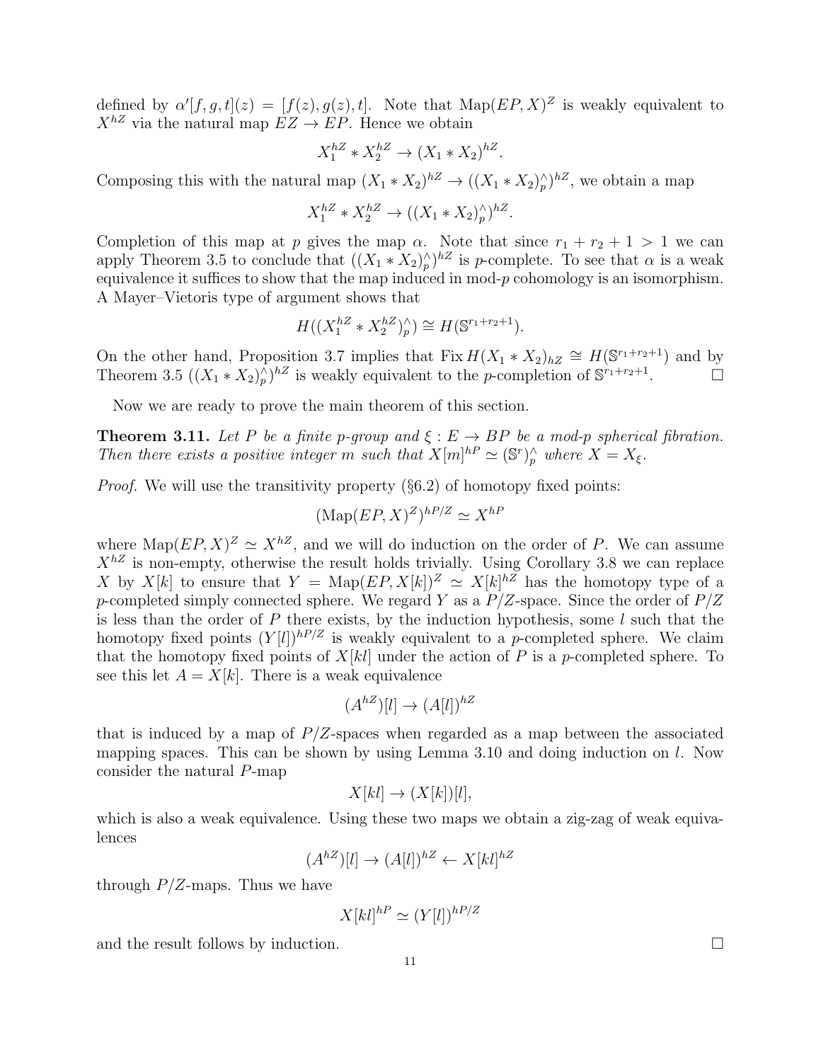defined by $\alpha'[f,g,t](z) = [f(z), g(z), t]$. Note that $\mathrm{Map}(EP, X)^Z$ is weakly equivalent to $X^{hZ}$ via the natural map $EZ \to EP$. Hence we obtain

$$X_1^{hZ} * X_2^{hZ} \to (X_1 * X_2)^{hZ}.$$

Composing this with the natural map $(X_1 * X_2)^{hZ} \to ((X_1 * X_2)_p^\wedge)^{hZ}$, we obtain a map

$$X_1^{hZ} * X_2^{hZ} \to ((X_1 * X_2)_p^\wedge)^{hZ}.$$

Completion of this map at $p$ gives the map $\alpha$. Note that since $r_1 + r_2 + 1 > 1$ we can apply Theorem 3.5 to conclude that $((X_1 * X_2)_p^\wedge)^{hZ}$ is $p$-complete. To see that $\alpha$ is a weak equivalence it suffices to show that the map induced in mod-$p$ cohomology is an isomorphism. A Mayer–Vietoris type of argument shows that

$$H((X_1^{hZ} * X_2^{hZ})_p^\wedge) \cong H(\mathbb{S}^{r_1+r_2+1}).$$

On the other hand, Proposition 3.7 implies that $\mathrm{Fix}\, H(X_1 * X_2)_{hZ} \cong H(\mathbb{S}^{r_1+r_2+1})$ and by Theorem 3.5 $((X_1 * X_2)_p^\wedge)^{hZ}$ is weakly equivalent to the $p$-completion of $\mathbb{S}^{r_1+r_2+1}$. □

Now we are ready to prove the main theorem of this section.

**Theorem 3.11.** *Let $P$ be a finite $p$-group and $\xi : E \to BP$ be a mod-$p$ spherical fibration. Then there exists a positive integer $m$ such that $X[m]^{hP} \simeq (\mathbb{S}^r)_p^\wedge$ where $X = X_\xi$.*

*Proof.* We will use the transitivity property (§6.2) of homotopy fixed points:

$$(\mathrm{Map}(EP, X)^Z)^{hP/Z} \simeq X^{hP}$$

where $\mathrm{Map}(EP, X)^Z \simeq X^{hZ}$, and we will do induction on the order of $P$. We can assume $X^{hZ}$ is non-empty, otherwise the result holds trivially. Using Corollary 3.8 we can replace $X$ by $X[k]$ to ensure that $Y = \mathrm{Map}(EP, X[k])^Z \simeq X[k]^{hZ}$ has the homotopy type of a $p$-completed simply connected sphere. We regard $Y$ as a $P/Z$-space. Since the order of $P/Z$ is less than the order of $P$ there exists, by the induction hypothesis, some $l$ such that the homotopy fixed points $(Y[l])^{hP/Z}$ is weakly equivalent to a $p$-completed sphere. We claim that the homotopy fixed points of $X[kl]$ under the action of $P$ is a $p$-completed sphere. To see this let $A = X[k]$. There is a weak equivalence

$$(A^{hZ})[l] \to (A[l])^{hZ}$$

that is induced by a map of $P/Z$-spaces when regarded as a map between the associated mapping spaces. This can be shown by using Lemma 3.10 and doing induction on $l$. Now consider the natural $P$-map

$$X[kl] \to (X[k])[l],$$

which is also a weak equivalence. Using these two maps we obtain a zig-zag of weak equivalences

$$(A^{hZ})[l] \to (A[l])^{hZ} \leftarrow X[kl]^{hZ}$$

through $P/Z$-maps. Thus we have

$$X[kl]^{hP} \simeq (Y[l])^{hP/Z}$$

and the result follows by induction. □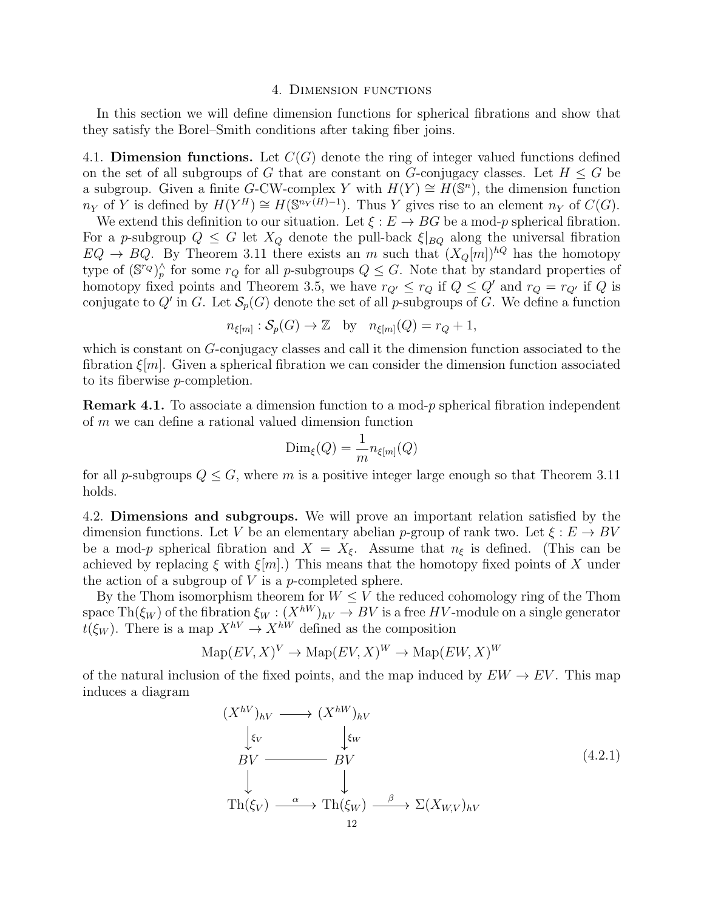## 4. Dimension functions

In this section we will define dimension functions for spherical fibrations and show that they satisfy the Borel–Smith conditions after taking fiber joins.

4.1. **Dimension functions.** Let $C(G)$ denote the ring of integer valued functions defined on the set of all subgroups of $G$ that are constant on $G$-conjugacy classes. Let $H \leq G$ be a subgroup. Given a finite $G$-CW-complex $Y$ with $H(Y) \cong H(\mathbb{S}^n)$, the dimension function $n_Y$ of $Y$ is defined by $H(Y^H) \cong H(\mathbb{S}^{n_Y(H)-1})$. Thus $Y$ gives rise to an element $n_Y$ of $C(G)$.

We extend this definition to our situation. Let $\xi : E \to BG$ be a mod-$p$ spherical fibration. For a $p$-subgroup $Q \leq G$ let $X_Q$ denote the pull-back $\xi|_{BQ}$ along the universal fibration $EQ \to BQ$. By Theorem 3.11 there exists an $m$ such that $(X_Q[m])^{hQ}$ has the homotopy type of $(\mathbb{S}^{r_Q})^\wedge_p$ for some $r_Q$ for all $p$-subgroups $Q \leq G$. Note that by standard properties of homotopy fixed points and Theorem 3.5, we have $r_{Q'} \leq r_Q$ if $Q \leq Q'$ and $r_Q = r_{Q'}$ if $Q$ is conjugate to $Q'$ in $G$. Let $\mathcal{S}_p(G)$ denote the set of all $p$-subgroups of $G$. We define a function

$$n_{\xi[m]} : \mathcal{S}_p(G) \to \mathbb{Z} \quad \text{by} \quad n_{\xi[m]}(Q) = r_Q + 1,$$

which is constant on $G$-conjugacy classes and call it the dimension function associated to the fibration $\xi[m]$. Given a spherical fibration we can consider the dimension function associated to its fiberwise $p$-completion.

**Remark 4.1.** To associate a dimension function to a mod-$p$ spherical fibration independent of $m$ we can define a rational valued dimension function

$$\mathrm{Dim}_\xi(Q) = \frac{1}{m} n_{\xi[m]}(Q)$$

for all $p$-subgroups $Q \leq G$, where $m$ is a positive integer large enough so that Theorem 3.11 holds.

4.2. **Dimensions and subgroups.** We will prove an important relation satisfied by the dimension functions. Let $V$ be an elementary abelian $p$-group of rank two. Let $\xi : E \to BV$ be a mod-$p$ spherical fibration and $X = X_\xi$. Assume that $n_\xi$ is defined. (This can be achieved by replacing $\xi$ with $\xi[m]$.) This means that the homotopy fixed points of $X$ under the action of a subgroup of $V$ is a $p$-completed sphere.

By the Thom isomorphism theorem for $W \leq V$ the reduced cohomology ring of the Thom space $\mathrm{Th}(\xi_W)$ of the fibration $\xi_W : (X^{hW})_{hV} \to BV$ is a free $HV$-module on a single generator $t(\xi_W)$. There is a map $X^{hV} \to X^{hW}$ defined as the composition

$$\mathrm{Map}(EV, X)^V \to \mathrm{Map}(EV, X)^W \to \mathrm{Map}(EW, X)^W$$

of the natural inclusion of the fixed points, and the map induced by $EW \to EV$. This map induces a diagram

$$\begin{array}{ccccc}
(X^{hV})_{hV} & \longrightarrow & (X^{hW})_{hV} & & \\
\downarrow{\scriptstyle \xi_V} & & \downarrow{\scriptstyle \xi_W} & & \\
BV & \longrightarrow\!\!\!\!\!\!\longrightarrow & BV & & \\
\downarrow & & \downarrow & & \\
\mathrm{Th}(\xi_V) & \xrightarrow{\alpha} & \mathrm{Th}(\xi_W) & \xrightarrow{\beta} & \Sigma(X_{W,V})_{hV}
\end{array} \tag{4.2.1}$$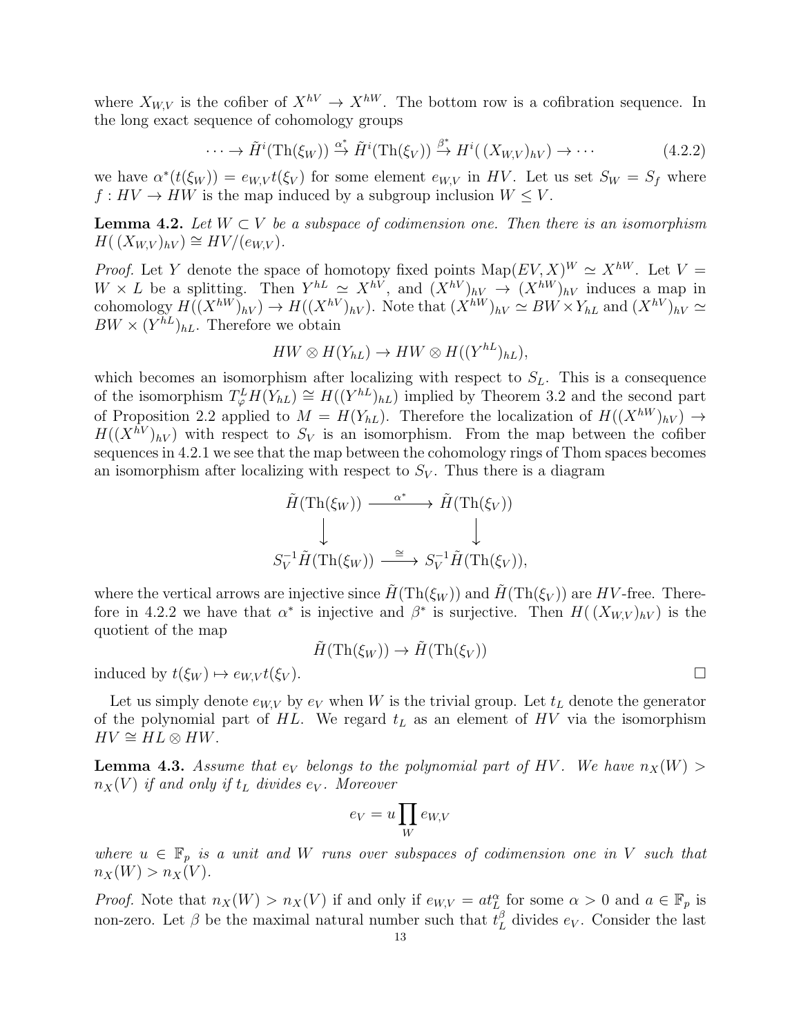where $X_{W,V}$ is the cofiber of $X^{hV} \to X^{hW}$. The bottom row is a cofibration sequence. In the long exact sequence of cohomology groups

$$\cdots \to \tilde{H}^i(\mathrm{Th}(\xi_W)) \xrightarrow{\alpha^*} \tilde{H}^i(\mathrm{Th}(\xi_V)) \xrightarrow{\beta^*} H^i(\,(X_{W,V})_{hV}) \to \cdots \tag{4.2.2}$$

we have $\alpha^*(t(\xi_W)) = e_{W,V}t(\xi_V)$ for some element $e_{W,V}$ in $HV$. Let us set $S_W = S_f$ where $f : HV \to HW$ is the map induced by a subgroup inclusion $W \leq V$.

**Lemma 4.2.** *Let $W \subset V$ be a subspace of codimension one. Then there is an isomorphism $H(\,(X_{W,V})_{hV}) \cong HV/(e_{W,V})$.*

*Proof.* Let $Y$ denote the space of homotopy fixed points $\mathrm{Map}(EV, X)^W \simeq X^{hW}$. Let $V = W \times L$ be a splitting. Then $Y^{hL} \simeq X^{hV}$, and $(X^{hV})_{hV} \to (X^{hW})_{hV}$ induces a map in cohomology $H((X^{hW})_{hV}) \to H((X^{hV})_{hV})$. Note that $(X^{hW})_{hV} \simeq BW \times Y_{hL}$ and $(X^{hV})_{hV} \simeq BW \times (Y^{hL})_{hL}$. Therefore we obtain

$$HW \otimes H(Y_{hL}) \to HW \otimes H((Y^{hL})_{hL}),$$

which becomes an isomorphism after localizing with respect to $S_L$. This is a consequence of the isomorphism $T^L_\varphi H(Y_{hL}) \cong H((Y^{hL})_{hL})$ implied by Theorem 3.2 and the second part of Proposition 2.2 applied to $M = H(Y_{hL})$. Therefore the localization of $H((X^{hW})_{hV}) \to H((X^{hV})_{hV})$ with respect to $S_V$ is an isomorphism. From the map between the cofiber sequences in 4.2.1 we see that the map between the cohomology rings of Thom spaces becomes an isomorphism after localizing with respect to $S_V$. Thus there is a diagram

$$\begin{array}{ccc}
\tilde{H}(\mathrm{Th}(\xi_W)) & \xrightarrow{\ \alpha^*\ } & \tilde{H}(\mathrm{Th}(\xi_V)) \\
\downarrow & & \downarrow \\
S_V^{-1}\tilde{H}(\mathrm{Th}(\xi_W)) & \xrightarrow{\ \cong\ } & S_V^{-1}\tilde{H}(\mathrm{Th}(\xi_V)),
\end{array}$$

where the vertical arrows are injective since $\tilde{H}(\mathrm{Th}(\xi_W))$ and $\tilde{H}(\mathrm{Th}(\xi_V))$ are $HV$-free. Therefore in 4.2.2 we have that $\alpha^*$ is injective and $\beta^*$ is surjective. Then $H(\,(X_{W,V})_{hV})$ is the quotient of the map

$$\tilde{H}(\mathrm{Th}(\xi_W)) \to \tilde{H}(\mathrm{Th}(\xi_V))$$

induced by $t(\xi_W) \mapsto e_{W,V}t(\xi_V)$. □

Let us simply denote $e_{W,V}$ by $e_V$ when $W$ is the trivial group. Let $t_L$ denote the generator of the polynomial part of $HL$. We regard $t_L$ as an element of $HV$ via the isomorphism $HV \cong HL \otimes HW$.

**Lemma 4.3.** *Assume that $e_V$ belongs to the polynomial part of $HV$. We have $n_X(W) > n_X(V)$ if and only if $t_L$ divides $e_V$. Moreover*

$$e_V = u \prod_W e_{W,V}$$

*where $u \in \mathbb{F}_p$ is a unit and $W$ runs over subspaces of codimension one in $V$ such that $n_X(W) > n_X(V)$.*

*Proof.* Note that $n_X(W) > n_X(V)$ if and only if $e_{W,V} = at_L^\alpha$ for some $\alpha > 0$ and $a \in \mathbb{F}_p$ is non-zero. Let $\beta$ be the maximal natural number such that $t_L^\beta$ divides $e_V$. Consider the last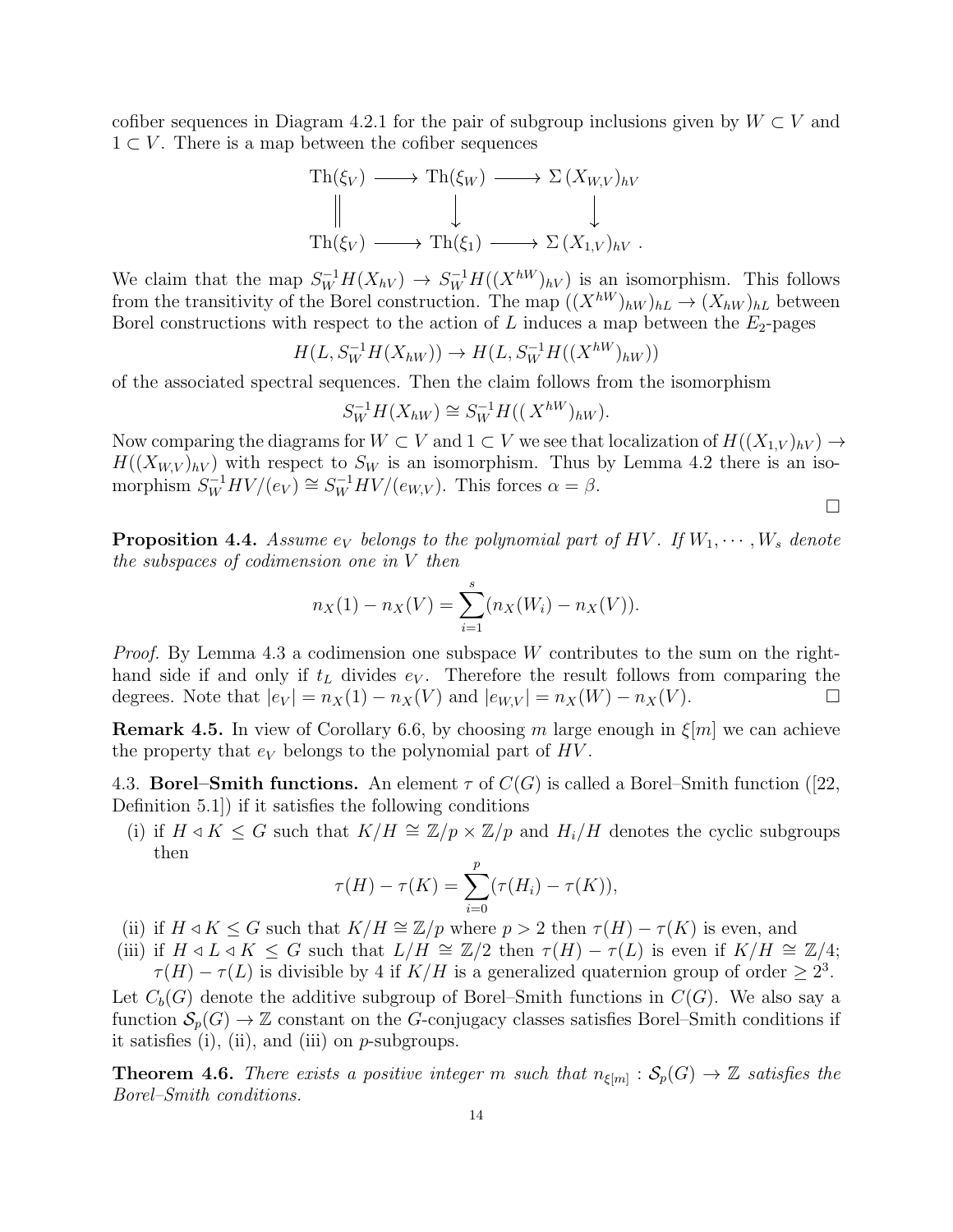cofiber sequences in Diagram 4.2.1 for the pair of subgroup inclusions given by $W \subset V$ and $1 \subset V$. There is a map between the cofiber sequences

$$\begin{array}{ccccc}
\mathrm{Th}(\xi_V) & \longrightarrow & \mathrm{Th}(\xi_W) & \longrightarrow & \Sigma\,(X_{W,V})_{hV} \\
\Big\| & & \Big\downarrow & & \Big\downarrow \\
\mathrm{Th}(\xi_V) & \longrightarrow & \mathrm{Th}(\xi_1) & \longrightarrow & \Sigma\,(X_{1,V})_{hV}\ .
\end{array}$$

We claim that the map $S_W^{-1}H(X_{hV}) \to S_W^{-1}H((X^{hW})_{hV})$ is an isomorphism. This follows from the transitivity of the Borel construction. The map $((X^{hW})_{hW})_{hL} \to (X_{hW})_{hL}$ between Borel constructions with respect to the action of $L$ induces a map between the $E_2$-pages

$$H(L, S_W^{-1}H(X_{hW})) \to H(L, S_W^{-1}H((X^{hW})_{hW}))$$

of the associated spectral sequences. Then the claim follows from the isomorphism

$$S_W^{-1}H(X_{hW}) \cong S_W^{-1}H((X^{hW})_{hW}).$$

Now comparing the diagrams for $W \subset V$ and $1 \subset V$ we see that localization of $H((X_{1,V})_{hV}) \to H((X_{W,V})_{hV})$ with respect to $S_W$ is an isomorphism. Thus by Lemma 4.2 there is an isomorphism $S_W^{-1}HV/(e_V) \cong S_W^{-1}HV/(e_{W,V})$. This forces $\alpha = \beta$.

□

**Proposition 4.4.** *Assume $e_V$ belongs to the polynomial part of $HV$. If $W_1, \cdots, W_s$ denote the subspaces of codimension one in $V$ then*

$$n_X(1) - n_X(V) = \sum_{i=1}^{s}(n_X(W_i) - n_X(V)).$$

*Proof.* By Lemma 4.3 a codimension one subspace $W$ contributes to the sum on the right-hand side if and only if $t_L$ divides $e_V$. Therefore the result follows from comparing the degrees. Note that $|e_V| = n_X(1) - n_X(V)$ and $|e_{W,V}| = n_X(W) - n_X(V)$. □

**Remark 4.5.** In view of Corollary 6.6, by choosing $m$ large enough in $\xi[m]$ we can achieve the property that $e_V$ belongs to the polynomial part of $HV$.

4.3. **Borel–Smith functions.** An element $\tau$ of $C(G)$ is called a Borel–Smith function ([22, Definition 5.1]) if it satisfies the following conditions

(i) if $H \lhd K \leq G$ such that $K/H \cong \mathbb{Z}/p \times \mathbb{Z}/p$ and $H_i/H$ denotes the cyclic subgroups then
$$\tau(H) - \tau(K) = \sum_{i=0}^{p}(\tau(H_i) - \tau(K)),$$
(ii) if $H \lhd K \leq G$ such that $K/H \cong \mathbb{Z}/p$ where $p > 2$ then $\tau(H) - \tau(K)$ is even, and
(iii) if $H \lhd L \lhd K \leq G$ such that $L/H \cong \mathbb{Z}/2$ then $\tau(H) - \tau(L)$ is even if $K/H \cong \mathbb{Z}/4$; $\tau(H) - \tau(L)$ is divisible by 4 if $K/H$ is a generalized quaternion group of order $\geq 2^3$.

Let $C_b(G)$ denote the additive subgroup of Borel–Smith functions in $C(G)$. We also say a function $\mathcal{S}_p(G) \to \mathbb{Z}$ constant on the $G$-conjugacy classes satisfies Borel–Smith conditions if it satisfies (i), (ii), and (iii) on $p$-subgroups.

**Theorem 4.6.** *There exists a positive integer $m$ such that $n_{\xi[m]} : \mathcal{S}_p(G) \to \mathbb{Z}$ satisfies the Borel–Smith conditions.*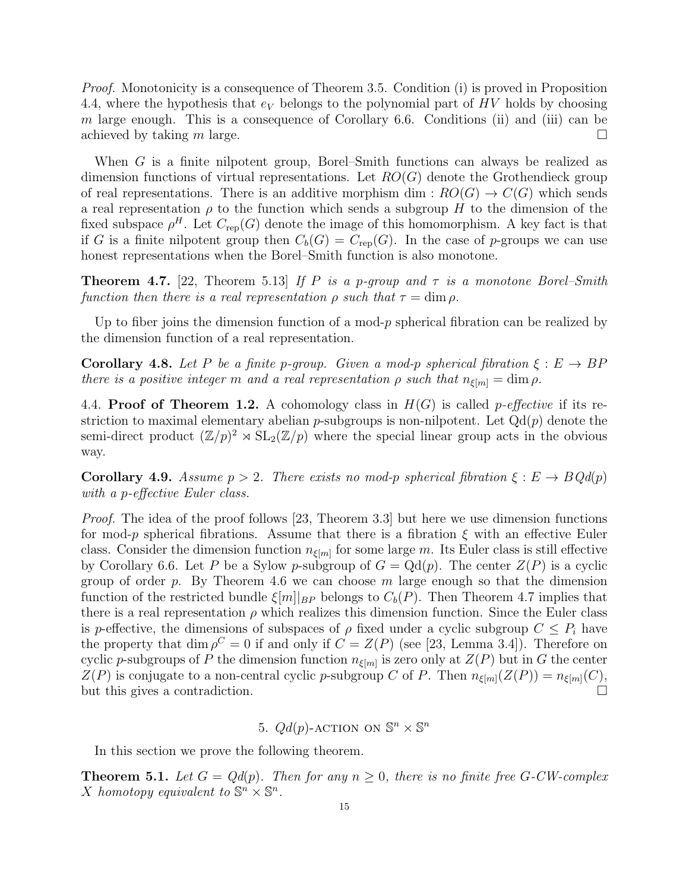*Proof.* Monotonicity is a consequence of Theorem 3.5. Condition (i) is proved in Proposition 4.4, where the hypothesis that $e_V$ belongs to the polynomial part of $HV$ holds by choosing $m$ large enough. This is a consequence of Corollary 6.6. Conditions (ii) and (iii) can be achieved by taking $m$ large. $\square$

When $G$ is a finite nilpotent group, Borel–Smith functions can always be realized as dimension functions of virtual representations. Let $RO(G)$ denote the Grothendieck group of real representations. There is an additive morphism $\dim : RO(G) \to C(G)$ which sends a real representation $\rho$ to the function which sends a subgroup $H$ to the dimension of the fixed subspace $\rho^H$. Let $C_{\text{rep}}(G)$ denote the image of this homomorphism. A key fact is that if $G$ is a finite nilpotent group then $C_b(G) = C_{\text{rep}}(G)$. In the case of $p$-groups we can use honest representations when the Borel–Smith function is also monotone.

**Theorem 4.7.** [22, Theorem 5.13] *If $P$ is a $p$-group and $\tau$ is a monotone Borel–Smith function then there is a real representation $\rho$ such that $\tau = \dim \rho$.*

Up to fiber joins the dimension function of a mod-$p$ spherical fibration can be realized by the dimension function of a real representation.

**Corollary 4.8.** *Let $P$ be a finite $p$-group. Given a mod-$p$ spherical fibration $\xi : E \to BP$ there is a positive integer $m$ and a real representation $\rho$ such that $n_{\xi[m]} = \dim \rho$.*

4.4. **Proof of Theorem 1.2.** A cohomology class in $H(G)$ is called *$p$-effective* if its restriction to maximal elementary abelian $p$-subgroups is non-nilpotent. Let $\mathrm{Qd}(p)$ denote the semi-direct product $(\mathbb{Z}/p)^2 \rtimes \mathrm{SL}_2(\mathbb{Z}/p)$ where the special linear group acts in the obvious way.

**Corollary 4.9.** *Assume $p > 2$. There exists no mod-$p$ spherical fibration $\xi : E \to BQd(p)$ with a $p$-effective Euler class.*

*Proof.* The idea of the proof follows [23, Theorem 3.3] but here we use dimension functions for mod-$p$ spherical fibrations. Assume that there is a fibration $\xi$ with an effective Euler class. Consider the dimension function $n_{\xi[m]}$ for some large $m$. Its Euler class is still effective by Corollary 6.6. Let $P$ be a Sylow $p$-subgroup of $G = \mathrm{Qd}(p)$. The center $Z(P)$ is a cyclic group of order $p$. By Theorem 4.6 we can choose $m$ large enough so that the dimension function of the restricted bundle $\xi[m]|_{BP}$ belongs to $C_b(P)$. Then Theorem 4.7 implies that there is a real representation $\rho$ which realizes this dimension function. Since the Euler class is $p$-effective, the dimensions of subspaces of $\rho$ fixed under a cyclic subgroup $C \leq P_i$ have the property that $\dim \rho^C = 0$ if and only if $C = Z(P)$ (see [23, Lemma 3.4]). Therefore on cyclic $p$-subgroups of $P$ the dimension function $n_{\xi[m]}$ is zero only at $Z(P)$ but in $G$ the center $Z(P)$ is conjugate to a non-central cyclic $p$-subgroup $C$ of $P$. Then $n_{\xi[m]}(Z(P)) = n_{\xi[m]}(C)$, but this gives a contradiction. $\square$

## 5. $Qd(p)$-action on $\mathbb{S}^n \times \mathbb{S}^n$

In this section we prove the following theorem.

**Theorem 5.1.** *Let $G = Qd(p)$. Then for any $n \geq 0$, there is no finite free $G$-CW-complex $X$ homotopy equivalent to $\mathbb{S}^n \times \mathbb{S}^n$.*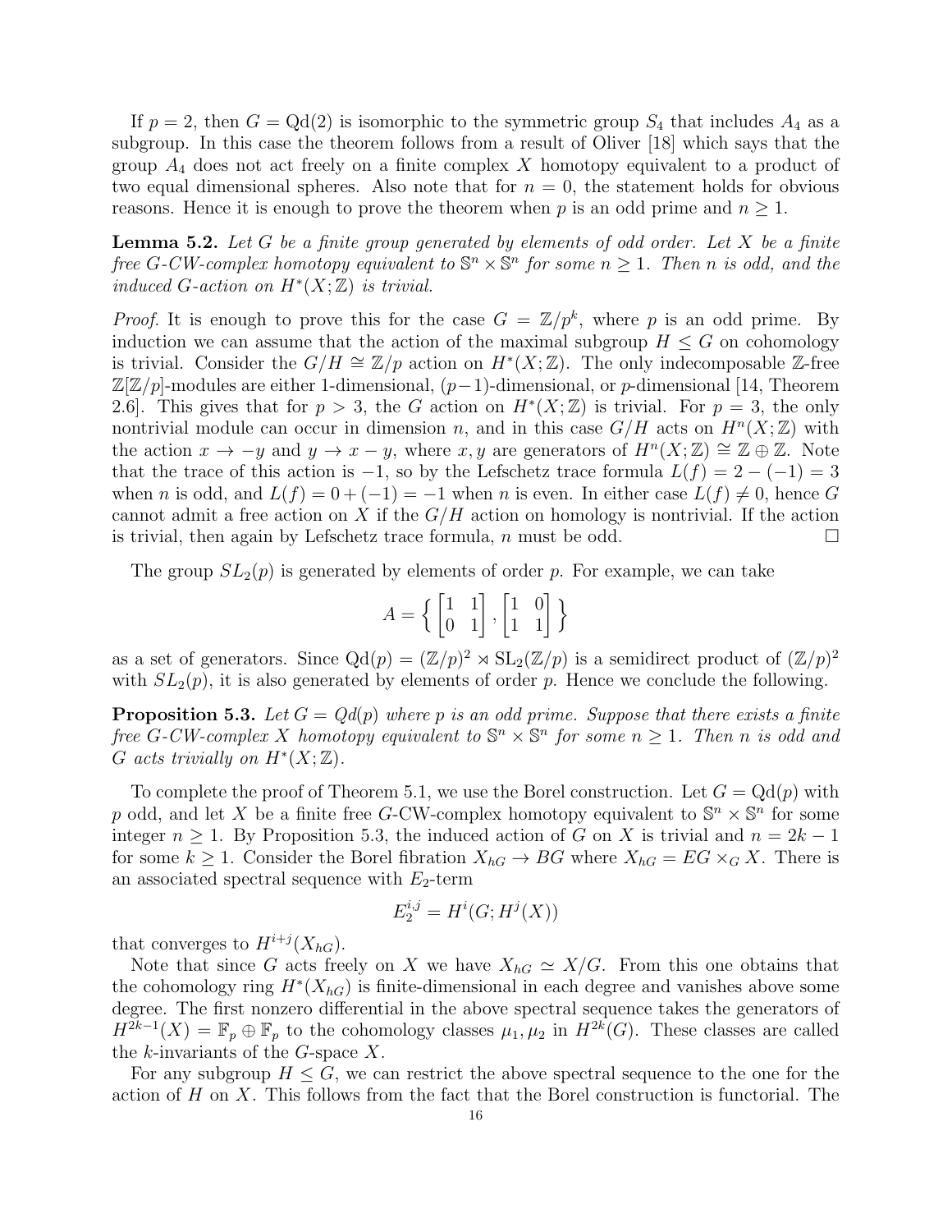If $p = 2$, then $G = \mathrm{Qd}(2)$ is isomorphic to the symmetric group $S_4$ that includes $A_4$ as a subgroup. In this case the theorem follows from a result of Oliver [18] which says that the group $A_4$ does not act freely on a finite complex $X$ homotopy equivalent to a product of two equal dimensional spheres. Also note that for $n = 0$, the statement holds for obvious reasons. Hence it is enough to prove the theorem when $p$ is an odd prime and $n \geq 1$.

**Lemma 5.2.** *Let $G$ be a finite group generated by elements of odd order. Let $X$ be a finite free $G$-CW-complex homotopy equivalent to $\mathbb{S}^n \times \mathbb{S}^n$ for some $n \geq 1$. Then $n$ is odd, and the induced $G$-action on $H^*(X;\mathbb{Z})$ is trivial.*

*Proof.* It is enough to prove this for the case $G = \mathbb{Z}/p^k$, where $p$ is an odd prime. By induction we can assume that the action of the maximal subgroup $H \leq G$ on cohomology is trivial. Consider the $G/H \cong \mathbb{Z}/p$ action on $H^*(X;\mathbb{Z})$. The only indecomposable $\mathbb{Z}$-free $\mathbb{Z}[\mathbb{Z}/p]$-modules are either 1-dimensional, $(p-1)$-dimensional, or $p$-dimensional [14, Theorem 2.6]. This gives that for $p > 3$, the $G$ action on $H^*(X;\mathbb{Z})$ is trivial. For $p = 3$, the only nontrivial module can occur in dimension $n$, and in this case $G/H$ acts on $H^n(X;\mathbb{Z})$ with the action $x \to -y$ and $y \to x - y$, where $x, y$ are generators of $H^n(X;\mathbb{Z}) \cong \mathbb{Z} \oplus \mathbb{Z}$. Note that the trace of this action is $-1$, so by the Lefschetz trace formula $L(f) = 2 - (-1) = 3$ when $n$ is odd, and $L(f) = 0 + (-1) = -1$ when $n$ is even. In either case $L(f) \neq 0$, hence $G$ cannot admit a free action on $X$ if the $G/H$ action on homology is nontrivial. If the action is trivial, then again by Lefschetz trace formula, $n$ must be odd. $\square$

The group $SL_2(p)$ is generated by elements of order $p$. For example, we can take

$$A = \left\{ \begin{bmatrix} 1 & 1 \\ 0 & 1 \end{bmatrix}, \begin{bmatrix} 1 & 0 \\ 1 & 1 \end{bmatrix} \right\}$$

as a set of generators. Since $\mathrm{Qd}(p) = (\mathbb{Z}/p)^2 \rtimes \mathrm{SL}_2(\mathbb{Z}/p)$ is a semidirect product of $(\mathbb{Z}/p)^2$ with $SL_2(p)$, it is also generated by elements of order $p$. Hence we conclude the following.

**Proposition 5.3.** *Let $G = Qd(p)$ where $p$ is an odd prime. Suppose that there exists a finite free $G$-CW-complex $X$ homotopy equivalent to $\mathbb{S}^n \times \mathbb{S}^n$ for some $n \geq 1$. Then $n$ is odd and $G$ acts trivially on $H^*(X;\mathbb{Z})$.*

To complete the proof of Theorem 5.1, we use the Borel construction. Let $G = \mathrm{Qd}(p)$ with $p$ odd, and let $X$ be a finite free $G$-CW-complex homotopy equivalent to $\mathbb{S}^n \times \mathbb{S}^n$ for some integer $n \geq 1$. By Proposition 5.3, the induced action of $G$ on $X$ is trivial and $n = 2k - 1$ for some $k \geq 1$. Consider the Borel fibration $X_{hG} \to BG$ where $X_{hG} = EG \times_G X$. There is an associated spectral sequence with $E_2$-term

$$E_2^{i,j} = H^i(G; H^j(X))$$

that converges to $H^{i+j}(X_{hG})$.

Note that since $G$ acts freely on $X$ we have $X_{hG} \simeq X/G$. From this one obtains that the cohomology ring $H^*(X_{hG})$ is finite-dimensional in each degree and vanishes above some degree. The first nonzero differential in the above spectral sequence takes the generators of $H^{2k-1}(X) = \mathbb{F}_p \oplus \mathbb{F}_p$ to the cohomology classes $\mu_1, \mu_2$ in $H^{2k}(G)$. These classes are called the $k$-invariants of the $G$-space $X$.

For any subgroup $H \leq G$, we can restrict the above spectral sequence to the one for the action of $H$ on $X$. This follows from the fact that the Borel construction is functorial. The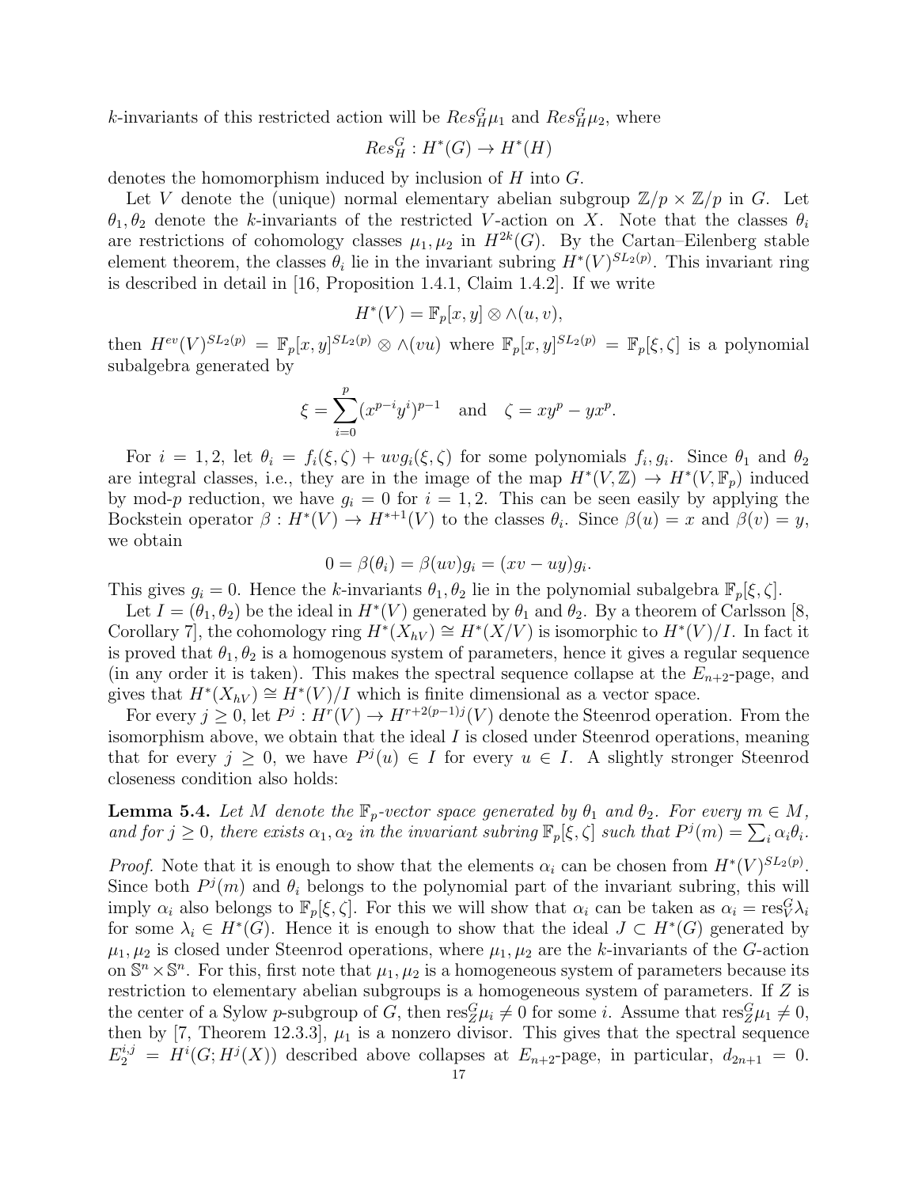$k$-invariants of this restricted action will be $Res^G_H\mu_1$ and $Res^G_H\mu_2$, where

$$Res^G_H : H^*(G) \to H^*(H)$$

denotes the homomorphism induced by inclusion of $H$ into $G$.

Let $V$ denote the (unique) normal elementary abelian subgroup $\mathbb{Z}/p \times \mathbb{Z}/p$ in $G$. Let $\theta_1, \theta_2$ denote the $k$-invariants of the restricted $V$-action on $X$. Note that the classes $\theta_i$ are restrictions of cohomology classes $\mu_1, \mu_2$ in $H^{2k}(G)$. By the Cartan–Eilenberg stable element theorem, the classes $\theta_i$ lie in the invariant subring $H^*(V)^{SL_2(p)}$. This invariant ring is described in detail in [16, Proposition 1.4.1, Claim 1.4.2]. If we write

$$H^*(V) = \mathbb{F}_p[x, y] \otimes \wedge(u, v),$$

then $H^{ev}(V)^{SL_2(p)} = \mathbb{F}_p[x, y]^{SL_2(p)} \otimes \wedge(vu)$ where $\mathbb{F}_p[x, y]^{SL_2(p)} = \mathbb{F}_p[\xi, \zeta]$ is a polynomial subalgebra generated by

$$\xi = \sum_{i=0}^{p} (x^{p-i}y^i)^{p-1} \quad \text{and} \quad \zeta = xy^p - yx^p.$$

For $i = 1, 2$, let $\theta_i = f_i(\xi, \zeta) + uvg_i(\xi, \zeta)$ for some polynomials $f_i, g_i$. Since $\theta_1$ and $\theta_2$ are integral classes, i.e., they are in the image of the map $H^*(V, \mathbb{Z}) \to H^*(V, \mathbb{F}_p)$ induced by mod-$p$ reduction, we have $g_i = 0$ for $i = 1, 2$. This can be seen easily by applying the Bockstein operator $\beta : H^*(V) \to H^{*+1}(V)$ to the classes $\theta_i$. Since $\beta(u) = x$ and $\beta(v) = y$, we obtain

$$0 = \beta(\theta_i) = \beta(uv)g_i = (xv - uy)g_i.$$

This gives $g_i = 0$. Hence the $k$-invariants $\theta_1, \theta_2$ lie in the polynomial subalgebra $\mathbb{F}_p[\xi, \zeta]$.

Let $I = (\theta_1, \theta_2)$ be the ideal in $H^*(V)$ generated by $\theta_1$ and $\theta_2$. By a theorem of Carlsson [8, Corollary 7], the cohomology ring $H^*(X_{hV}) \cong H^*(X/V)$ is isomorphic to $H^*(V)/I$. In fact it is proved that $\theta_1, \theta_2$ is a homogenous system of parameters, hence it gives a regular sequence (in any order it is taken). This makes the spectral sequence collapse at the $E_{n+2}$-page, and gives that $H^*(X_{hV}) \cong H^*(V)/I$ which is finite dimensional as a vector space.

For every $j \geq 0$, let $P^j : H^r(V) \to H^{r+2(p-1)j}(V)$ denote the Steenrod operation. From the isomorphism above, we obtain that the ideal $I$ is closed under Steenrod operations, meaning that for every $j \geq 0$, we have $P^j(u) \in I$ for every $u \in I$. A slightly stronger Steenrod closeness condition also holds:

**Lemma 5.4.** *Let $M$ denote the $\mathbb{F}_p$-vector space generated by $\theta_1$ and $\theta_2$. For every $m \in M$, and for $j \geq 0$, there exists $\alpha_1, \alpha_2$ in the invariant subring $\mathbb{F}_p[\xi, \zeta]$ such that $P^j(m) = \sum_i \alpha_i \theta_i$.*

*Proof.* Note that it is enough to show that the elements $\alpha_i$ can be chosen from $H^*(V)^{SL_2(p)}$. Since both $P^j(m)$ and $\theta_i$ belongs to the polynomial part of the invariant subring, this will imply $\alpha_i$ also belongs to $\mathbb{F}_p[\xi, \zeta]$. For this we will show that $\alpha_i$ can be taken as $\alpha_i = \text{res}^G_V \lambda_i$ for some $\lambda_i \in H^*(G)$. Hence it is enough to show that the ideal $J \subset H^*(G)$ generated by $\mu_1, \mu_2$ is closed under Steenrod operations, where $\mu_1, \mu_2$ are the $k$-invariants of the $G$-action on $\mathbb{S}^n \times \mathbb{S}^n$. For this, first note that $\mu_1, \mu_2$ is a homogeneous system of parameters because its restriction to elementary abelian subgroups is a homogeneous system of parameters. If $Z$ is the center of a Sylow $p$-subgroup of $G$, then $\text{res}^G_Z \mu_i \neq 0$ for some $i$. Assume that $\text{res}^G_Z \mu_1 \neq 0$, then by [7, Theorem 12.3.3], $\mu_1$ is a nonzero divisor. This gives that the spectral sequence $E_2^{i,j} = H^i(G; H^j(X))$ described above collapses at $E_{n+2}$-page, in particular, $d_{2n+1} = 0$.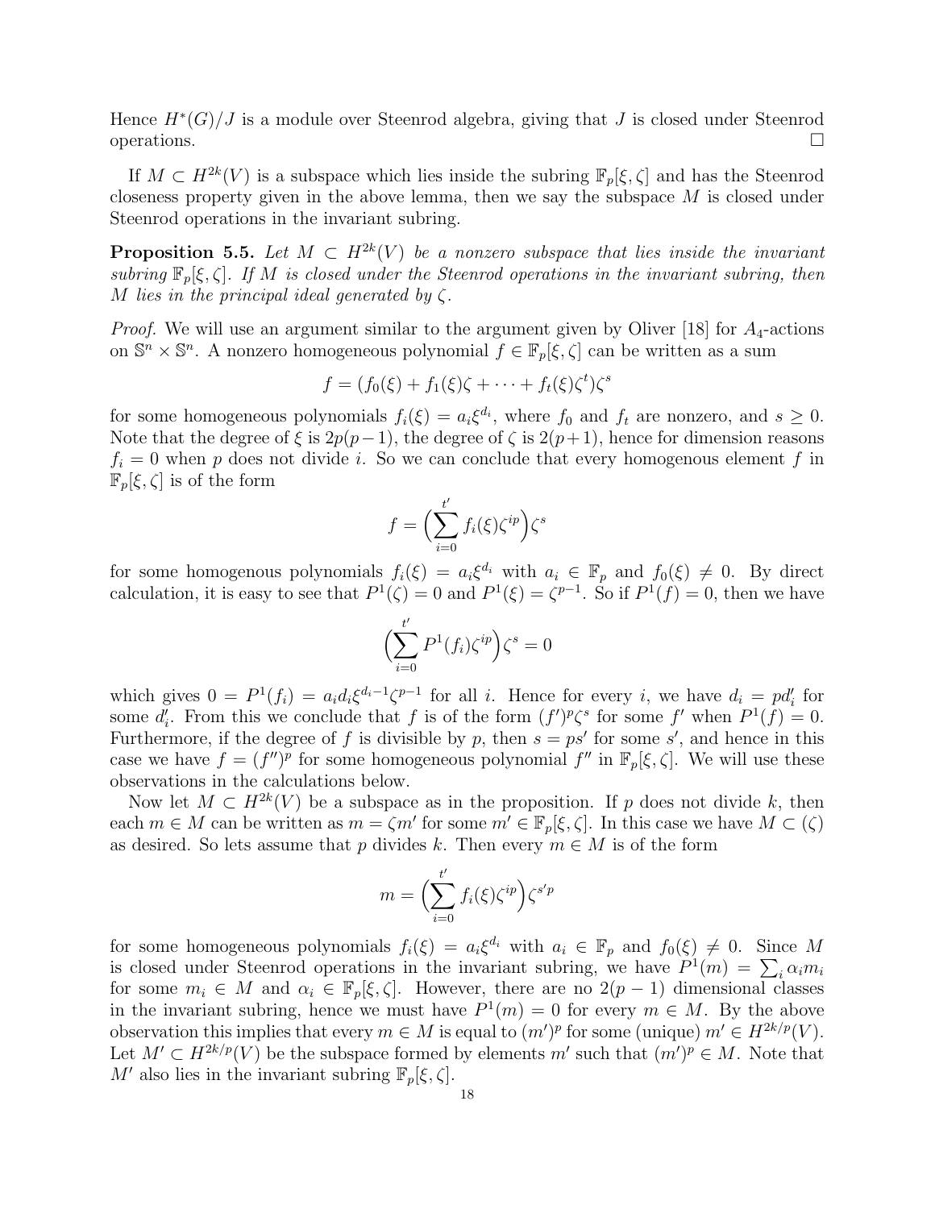Hence $H^*(G)/J$ is a module over Steenrod algebra, giving that $J$ is closed under Steenrod operations. $\square$

If $M \subset H^{2k}(V)$ is a subspace which lies inside the subring $\mathbb{F}_p[\xi, \zeta]$ and has the Steenrod closeness property given in the above lemma, then we say the subspace $M$ is closed under Steenrod operations in the invariant subring.

**Proposition 5.5.** *Let $M \subset H^{2k}(V)$ be a nonzero subspace that lies inside the invariant subring $\mathbb{F}_p[\xi, \zeta]$. If $M$ is closed under the Steenrod operations in the invariant subring, then $M$ lies in the principal ideal generated by $\zeta$.*

*Proof.* We will use an argument similar to the argument given by Oliver [18] for $A_4$-actions on $\mathbb{S}^n \times \mathbb{S}^n$. A nonzero homogeneous polynomial $f \in \mathbb{F}_p[\xi, \zeta]$ can be written as a sum

$$f = (f_0(\xi) + f_1(\xi)\zeta + \cdots + f_t(\xi)\zeta^t)\zeta^s$$

for some homogeneous polynomials $f_i(\xi) = a_i\xi^{d_i}$, where $f_0$ and $f_t$ are nonzero, and $s \geq 0$. Note that the degree of $\xi$ is $2p(p-1)$, the degree of $\zeta$ is $2(p+1)$, hence for dimension reasons $f_i = 0$ when $p$ does not divide $i$. So we can conclude that every homogenous element $f$ in $\mathbb{F}_p[\xi, \zeta]$ is of the form

$$f = \Big(\sum_{i=0}^{t'} f_i(\xi)\zeta^{ip}\Big)\zeta^s$$

for some homogenous polynomials $f_i(\xi) = a_i\xi^{d_i}$ with $a_i \in \mathbb{F}_p$ and $f_0(\xi) \neq 0$. By direct calculation, it is easy to see that $P^1(\zeta) = 0$ and $P^1(\xi) = \zeta^{p-1}$. So if $P^1(f) = 0$, then we have

$$\Big(\sum_{i=0}^{t'} P^1(f_i)\zeta^{ip}\Big)\zeta^s = 0$$

which gives $0 = P^1(f_i) = a_i d_i \xi^{d_i - 1}\zeta^{p-1}$ for all $i$. Hence for every $i$, we have $d_i = pd_i'$ for some $d_i'$. From this we conclude that $f$ is of the form $(f')^p\zeta^s$ for some $f'$ when $P^1(f) = 0$. Furthermore, if the degree of $f$ is divisible by $p$, then $s = ps'$ for some $s'$, and hence in this case we have $f = (f'')^p$ for some homogeneous polynomial $f''$ in $\mathbb{F}_p[\xi, \zeta]$. We will use these observations in the calculations below.

Now let $M \subset H^{2k}(V)$ be a subspace as in the proposition. If $p$ does not divide $k$, then each $m \in M$ can be written as $m = \zeta m'$ for some $m' \in \mathbb{F}_p[\xi, \zeta]$. In this case we have $M \subset (\zeta)$ as desired. So lets assume that $p$ divides $k$. Then every $m \in M$ is of the form

$$m = \Big(\sum_{i=0}^{t'} f_i(\xi)\zeta^{ip}\Big)\zeta^{s'p}$$

for some homogeneous polynomials $f_i(\xi) = a_i\xi^{d_i}$ with $a_i \in \mathbb{F}_p$ and $f_0(\xi) \neq 0$. Since $M$ is closed under Steenrod operations in the invariant subring, we have $P^1(m) = \sum_i \alpha_i m_i$ for some $m_i \in M$ and $\alpha_i \in \mathbb{F}_p[\xi, \zeta]$. However, there are no $2(p-1)$ dimensional classes in the invariant subring, hence we must have $P^1(m) = 0$ for every $m \in M$. By the above observation this implies that every $m \in M$ is equal to $(m')^p$ for some (unique) $m' \in H^{2k/p}(V)$. Let $M' \subset H^{2k/p}(V)$ be the subspace formed by elements $m'$ such that $(m')^p \in M$. Note that $M'$ also lies in the invariant subring $\mathbb{F}_p[\xi, \zeta]$.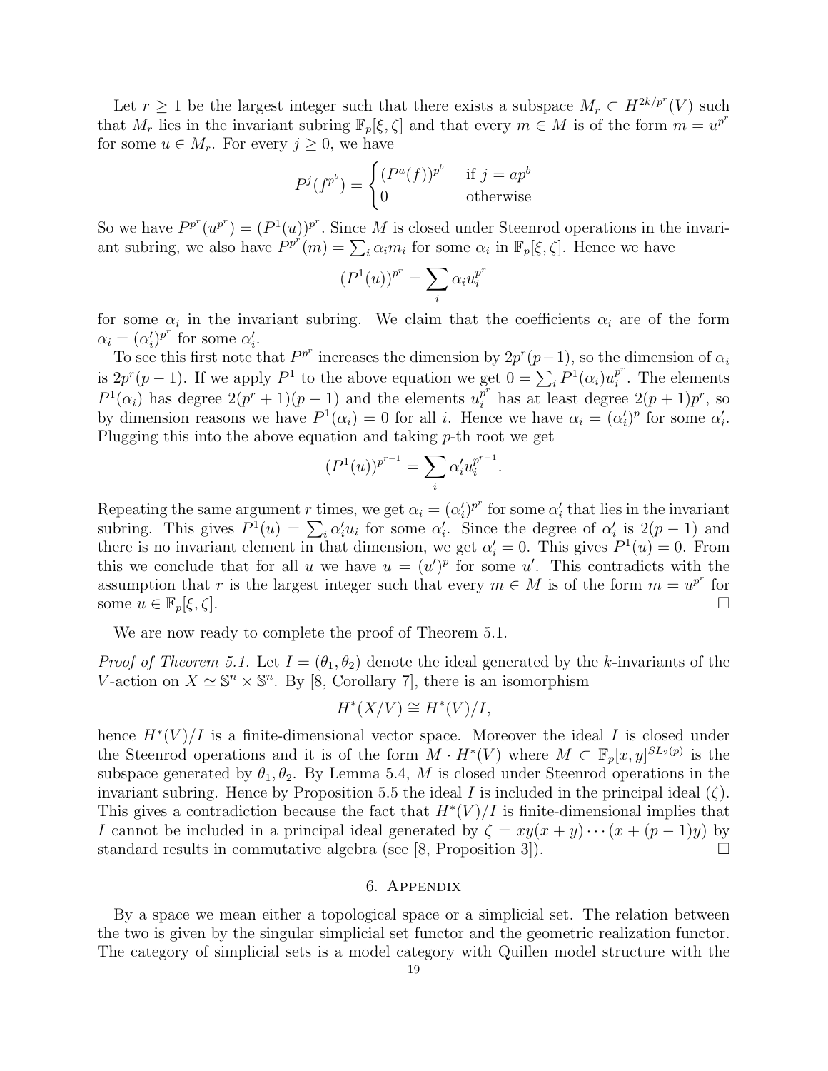Let $r \geq 1$ be the largest integer such that there exists a subspace $M_r \subset H^{2k/p^r}(V)$ such that $M_r$ lies in the invariant subring $\mathbb{F}_p[\xi, \zeta]$ and that every $m \in M$ is of the form $m = u^{p^r}$ for some $u \in M_r$. For every $j \geq 0$, we have

$$P^j(f^{p^b}) = \begin{cases} (P^a(f))^{p^b} & \text{if } j = ap^b \\ 0 & \text{otherwise} \end{cases}$$

So we have $P^{p^r}(u^{p^r}) = (P^1(u))^{p^r}$. Since $M$ is closed under Steenrod operations in the invariant subring, we also have $P^{p^r}(m) = \sum_i \alpha_i m_i$ for some $\alpha_i$ in $\mathbb{F}_p[\xi, \zeta]$. Hence we have

$$(P^1(u))^{p^r} = \sum_i \alpha_i u_i^{p^r}$$

for some $\alpha_i$ in the invariant subring. We claim that the coefficients $\alpha_i$ are of the form $\alpha_i = (\alpha_i')^{p^r}$ for some $\alpha_i'$.

To see this first note that $P^{p^r}$ increases the dimension by $2p^r(p-1)$, so the dimension of $\alpha_i$ is $2p^r(p-1)$. If we apply $P^1$ to the above equation we get $0 = \sum_i P^1(\alpha_i) u_i^{p^r}$. The elements $P^1(\alpha_i)$ has degree $2(p^r+1)(p-1)$ and the elements $u_i^{p^r}$ has at least degree $2(p+1)p^r$, so by dimension reasons we have $P^1(\alpha_i) = 0$ for all $i$. Hence we have $\alpha_i = (\alpha_i')^p$ for some $\alpha_i'$. Plugging this into the above equation and taking $p$-th root we get

$$(P^1(u))^{p^{r-1}} = \sum_i \alpha_i' u_i^{p^{r-1}}.$$

Repeating the same argument $r$ times, we get $\alpha_i = (\alpha_i')^{p^r}$ for some $\alpha_i'$ that lies in the invariant subring. This gives $P^1(u) = \sum_i \alpha_i' u_i$ for some $\alpha_i'$. Since the degree of $\alpha_i'$ is $2(p-1)$ and there is no invariant element in that dimension, we get $\alpha_i' = 0$. This gives $P^1(u) = 0$. From this we conclude that for all $u$ we have $u = (u')^p$ for some $u'$. This contradicts with the assumption that $r$ is the largest integer such that every $m \in M$ is of the form $m = u^{p^r}$ for some $u \in \mathbb{F}_p[\xi, \zeta]$. □

We are now ready to complete the proof of Theorem 5.1.

*Proof of Theorem 5.1.* Let $I = (\theta_1, \theta_2)$ denote the ideal generated by the $k$-invariants of the $V$-action on $X \simeq \mathbb{S}^n \times \mathbb{S}^n$. By [8, Corollary 7], there is an isomorphism

$$H^*(X/V) \cong H^*(V)/I,$$

hence $H^*(V)/I$ is a finite-dimensional vector space. Moreover the ideal $I$ is closed under the Steenrod operations and it is of the form $M \cdot H^*(V)$ where $M \subset \mathbb{F}_p[x, y]^{SL_2(p)}$ is the subspace generated by $\theta_1, \theta_2$. By Lemma 5.4, $M$ is closed under Steenrod operations in the invariant subring. Hence by Proposition 5.5 the ideal $I$ is included in the principal ideal $(\zeta)$. This gives a contradiction because the fact that $H^*(V)/I$ is finite-dimensional implies that $I$ cannot be included in a principal ideal generated by $\zeta = xy(x+y)\cdots(x+(p-1)y)$ by standard results in commutative algebra (see [8, Proposition 3]). □

## 6. Appendix

By a space we mean either a topological space or a simplicial set. The relation between the two is given by the singular simplicial set functor and the geometric realization functor. The category of simplicial sets is a model category with Quillen model structure with the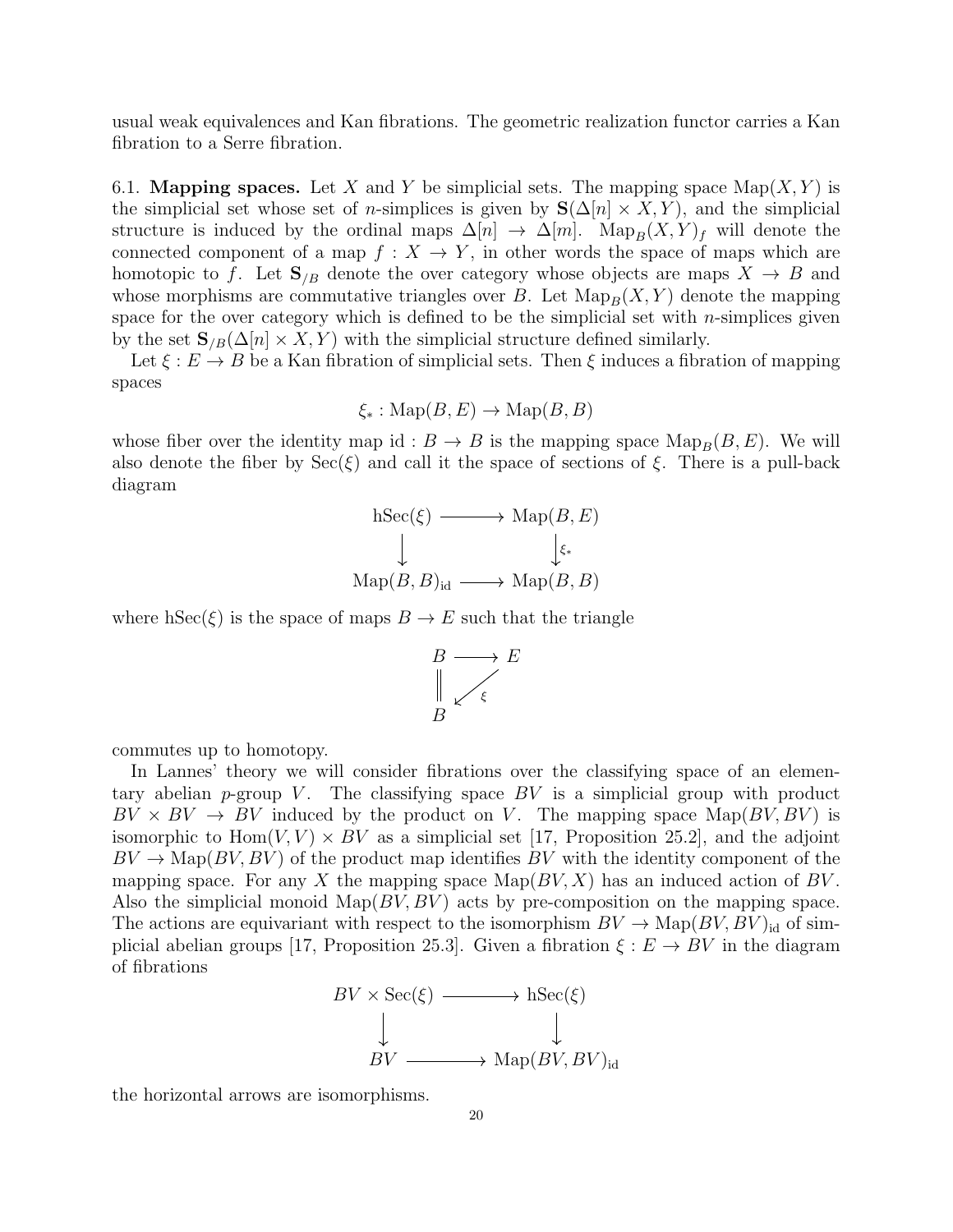usual weak equivalences and Kan fibrations. The geometric realization functor carries a Kan fibration to a Serre fibration.

6.1. **Mapping spaces.** Let $X$ and $Y$ be simplicial sets. The mapping space $\mathrm{Map}(X,Y)$ is the simplicial set whose set of $n$-simplices is given by $\mathbf{S}(\Delta[n]\times X, Y)$, and the simplicial structure is induced by the ordinal maps $\Delta[n]\to\Delta[m]$. $\mathrm{Map}_B(X,Y)_f$ will denote the connected component of a map $f: X\to Y$, in other words the space of maps which are homotopic to $f$. Let $\mathbf{S}_{/B}$ denote the over category whose objects are maps $X\to B$ and whose morphisms are commutative triangles over $B$. Let $\mathrm{Map}_B(X,Y)$ denote the mapping space for the over category which is defined to be the simplicial set with $n$-simplices given by the set $\mathbf{S}_{/B}(\Delta[n]\times X, Y)$ with the simplicial structure defined similarly.

Let $\xi : E\to B$ be a Kan fibration of simplicial sets. Then $\xi$ induces a fibration of mapping spaces

$$\xi_* : \mathrm{Map}(B,E)\to \mathrm{Map}(B,B)$$

whose fiber over the identity map $\mathrm{id}: B\to B$ is the mapping space $\mathrm{Map}_B(B,E)$. We will also denote the fiber by $\mathrm{Sec}(\xi)$ and call it the space of sections of $\xi$. There is a pull-back diagram

$$\begin{array}{ccc} \mathrm{hSec}(\xi) & \longrightarrow & \mathrm{Map}(B,E) \\ \downarrow & & \downarrow{\scriptstyle \xi_*} \\ \mathrm{Map}(B,B)_{\mathrm{id}} & \longrightarrow & \mathrm{Map}(B,B) \end{array}$$

where $\mathrm{hSec}(\xi)$ is the space of maps $B\to E$ such that the triangle

$$\begin{array}{ccc} B & \longrightarrow & E \\ \| & \swarrow{\scriptstyle \xi} & \\ B & & \end{array}$$

commutes up to homotopy.

In Lannes' theory we will consider fibrations over the classifying space of an elementary abelian $p$-group $V$. The classifying space $BV$ is a simplicial group with product $BV\times BV\to BV$ induced by the product on $V$. The mapping space $\mathrm{Map}(BV,BV)$ is isomorphic to $\mathrm{Hom}(V,V)\times BV$ as a simplicial set [17, Proposition 25.2], and the adjoint $BV\to \mathrm{Map}(BV,BV)$ of the product map identifies $BV$ with the identity component of the mapping space. For any $X$ the mapping space $\mathrm{Map}(BV,X)$ has an induced action of $BV$. Also the simplicial monoid $\mathrm{Map}(BV,BV)$ acts by pre-composition on the mapping space. The actions are equivariant with respect to the isomorphism $BV\to\mathrm{Map}(BV,BV)_{\mathrm{id}}$ of simplicial abelian groups [17, Proposition 25.3]. Given a fibration $\xi: E\to BV$ in the diagram of fibrations

$$\begin{array}{ccc} BV\times \mathrm{Sec}(\xi) & \longrightarrow & \mathrm{hSec}(\xi) \\ \downarrow & & \downarrow \\ BV & \longrightarrow & \mathrm{Map}(BV,BV)_{\mathrm{id}} \end{array}$$

the horizontal arrows are isomorphisms.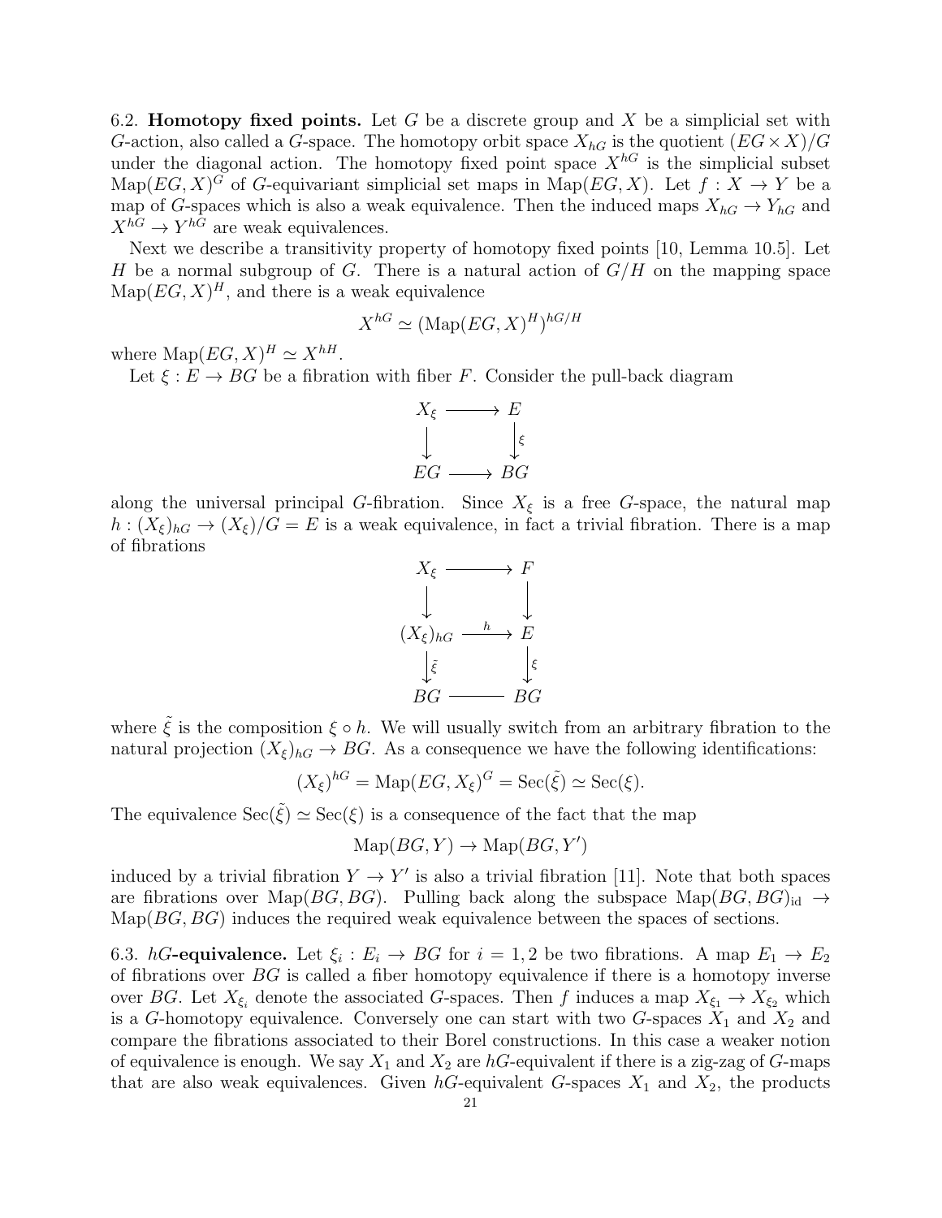6.2. **Homotopy fixed points.** Let $G$ be a discrete group and $X$ be a simplicial set with $G$-action, also called a $G$-space. The homotopy orbit space $X_{hG}$ is the quotient $(EG \times X)/G$ under the diagonal action. The homotopy fixed point space $X^{hG}$ is the simplicial subset $\mathrm{Map}(EG, X)^G$ of $G$-equivariant simplicial set maps in $\mathrm{Map}(EG, X)$. Let $f : X \to Y$ be a map of $G$-spaces which is also a weak equivalence. Then the induced maps $X_{hG} \to Y_{hG}$ and $X^{hG} \to Y^{hG}$ are weak equivalences.

Next we describe a transitivity property of homotopy fixed points [10, Lemma 10.5]. Let $H$ be a normal subgroup of $G$. There is a natural action of $G/H$ on the mapping space $\mathrm{Map}(EG, X)^H$, and there is a weak equivalence

$$X^{hG} \simeq (\mathrm{Map}(EG, X)^H)^{hG/H}$$

where $\mathrm{Map}(EG, X)^H \simeq X^{hH}$.

Let $\xi : E \to BG$ be a fibration with fiber $F$. Consider the pull-back diagram

$$\begin{array}{ccc} X_\xi & \longrightarrow & E \\ \downarrow & & \downarrow{\scriptstyle \xi} \\ EG & \longrightarrow & BG \end{array}$$

along the universal principal $G$-fibration. Since $X_\xi$ is a free $G$-space, the natural map $h : (X_\xi)_{hG} \to (X_\xi)/G = E$ is a weak equivalence, in fact a trivial fibration. There is a map of fibrations

$$\begin{array}{ccc} X_\xi & \longrightarrow & F \\ \downarrow & & \downarrow \\ (X_\xi)_{hG} & \xrightarrow{h} & E \\ \downarrow{\scriptstyle \tilde{\xi}} & & \downarrow{\scriptstyle \xi} \\ BG & \longrightarrow & BG \end{array}$$

where $\tilde{\xi}$ is the composition $\xi \circ h$. We will usually switch from an arbitrary fibration to the natural projection $(X_\xi)_{hG} \to BG$. As a consequence we have the following identifications:

$$(X_\xi)^{hG} = \mathrm{Map}(EG, X_\xi)^G = \mathrm{Sec}(\tilde{\xi}) \simeq \mathrm{Sec}(\xi).$$

The equivalence $\mathrm{Sec}(\tilde{\xi}) \simeq \mathrm{Sec}(\xi)$ is a consequence of the fact that the map

$$\mathrm{Map}(BG, Y) \to \mathrm{Map}(BG, Y')$$

induced by a trivial fibration $Y \to Y'$ is also a trivial fibration [11]. Note that both spaces are fibrations over $\mathrm{Map}(BG, BG)$. Pulling back along the subspace $\mathrm{Map}(BG, BG)_{\mathrm{id}} \to \mathrm{Map}(BG, BG)$ induces the required weak equivalence between the spaces of sections.

6.3. **$hG$-equivalence.** Let $\xi_i : E_i \to BG$ for $i = 1, 2$ be two fibrations. A map $E_1 \to E_2$ of fibrations over $BG$ is called a fiber homotopy equivalence if there is a homotopy inverse over $BG$. Let $X_{\xi_i}$ denote the associated $G$-spaces. Then $f$ induces a map $X_{\xi_1} \to X_{\xi_2}$ which is a $G$-homotopy equivalence. Conversely one can start with two $G$-spaces $X_1$ and $X_2$ and compare the fibrations associated to their Borel constructions. In this case a weaker notion of equivalence is enough. We say $X_1$ and $X_2$ are $hG$-equivalent if there is a zig-zag of $G$-maps that are also weak equivalences. Given $hG$-equivalent $G$-spaces $X_1$ and $X_2$, the products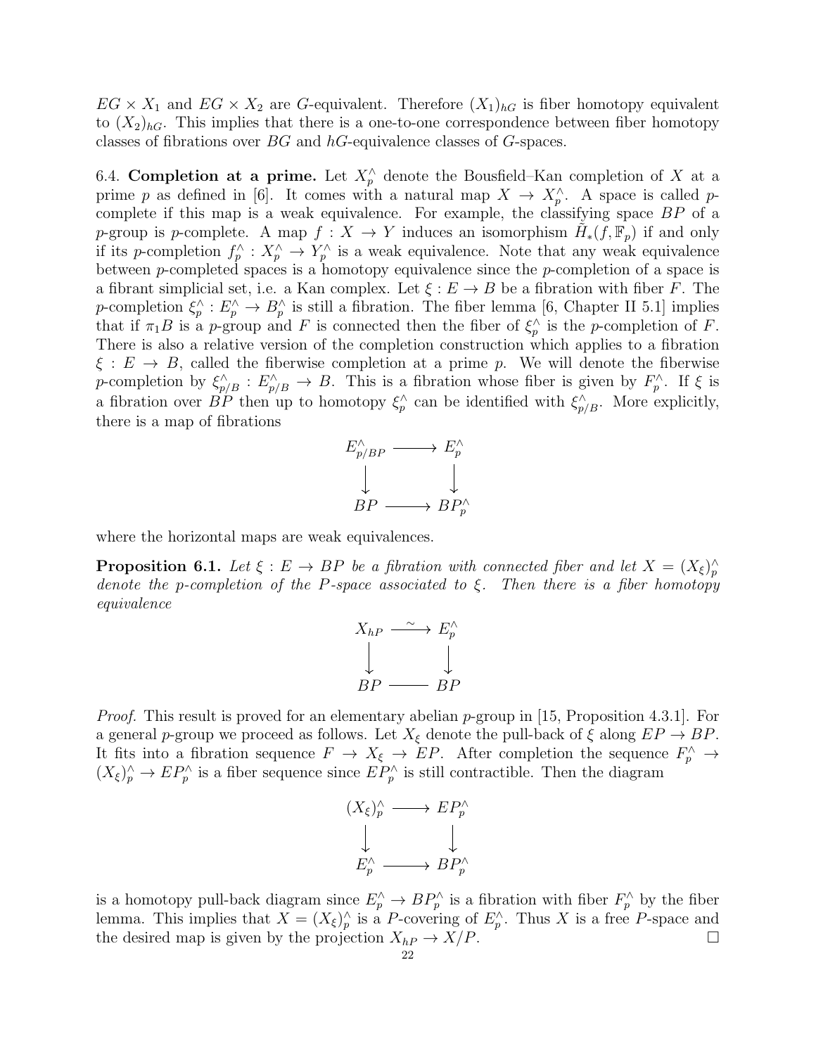$EG \times X_1$ and $EG \times X_2$ are $G$-equivalent. Therefore $(X_1)_{hG}$ is fiber homotopy equivalent to $(X_2)_{hG}$. This implies that there is a one-to-one correspondence between fiber homotopy classes of fibrations over $BG$ and $hG$-equivalence classes of $G$-spaces.

6.4. **Completion at a prime.** Let $X_p^\wedge$ denote the Bousfield–Kan completion of $X$ at a prime $p$ as defined in [6]. It comes with a natural map $X \to X_p^\wedge$. A space is called $p$-complete if this map is a weak equivalence. For example, the classifying space $BP$ of a $p$-group is $p$-complete. A map $f : X \to Y$ induces an isomorphism $\tilde{H}_*(f, \mathbb{F}_p)$ if and only if its $p$-completion $f_p^\wedge : X_p^\wedge \to Y_p^\wedge$ is a weak equivalence. Note that any weak equivalence between $p$-completed spaces is a homotopy equivalence since the $p$-completion of a space is a fibrant simplicial set, i.e. a Kan complex. Let $\xi : E \to B$ be a fibration with fiber $F$. The $p$-completion $\xi_p^\wedge : E_p^\wedge \to B_p^\wedge$ is still a fibration. The fiber lemma [6, Chapter II 5.1] implies that if $\pi_1 B$ is a $p$-group and $F$ is connected then the fiber of $\xi_p^\wedge$ is the $p$-completion of $F$. There is also a relative version of the completion construction which applies to a fibration $\xi : E \to B$, called the fiberwise completion at a prime $p$. We will denote the fiberwise $p$-completion by $\xi_{p/B}^\wedge : E_{p/B}^\wedge \to B$. This is a fibration whose fiber is given by $F_p^\wedge$. If $\xi$ is a fibration over $BP$ then up to homotopy $\xi_p^\wedge$ can be identified with $\xi_{p/B}^\wedge$. More explicitly, there is a map of fibrations

$$\begin{array}{ccc} E_{p/BP}^\wedge & \longrightarrow & E_p^\wedge \\ \downarrow & & \downarrow \\ BP & \longrightarrow & BP_p^\wedge \end{array}$$

where the horizontal maps are weak equivalences.

**Proposition 6.1.** *Let $\xi : E \to BP$ be a fibration with connected fiber and let $X = (X_\xi)_p^\wedge$ denote the $p$-completion of the $P$-space associated to $\xi$. Then there is a fiber homotopy equivalence*

$$\begin{array}{ccc} X_{hP} & \xrightarrow{\sim} & E_p^\wedge \\ \downarrow & & \downarrow \\ BP & = & BP \end{array}$$

*Proof.* This result is proved for an elementary abelian $p$-group in [15, Proposition 4.3.1]. For a general $p$-group we proceed as follows. Let $X_\xi$ denote the pull-back of $\xi$ along $EP \to BP$. It fits into a fibration sequence $F \to X_\xi \to EP$. After completion the sequence $F_p^\wedge \to (X_\xi)_p^\wedge \to EP_p^\wedge$ is a fiber sequence since $EP_p^\wedge$ is still contractible. Then the diagram

$$\begin{array}{ccc} (X_\xi)_p^\wedge & \longrightarrow & EP_p^\wedge \\ \downarrow & & \downarrow \\ E_p^\wedge & \longrightarrow & BP_p^\wedge \end{array}$$

is a homotopy pull-back diagram since $E_p^\wedge \to BP_p^\wedge$ is a fibration with fiber $F_p^\wedge$ by the fiber lemma. This implies that $X = (X_\xi)_p^\wedge$ is a $P$-covering of $E_p^\wedge$. Thus $X$ is a free $P$-space and the desired map is given by the projection $X_{hP} \to X/P$. □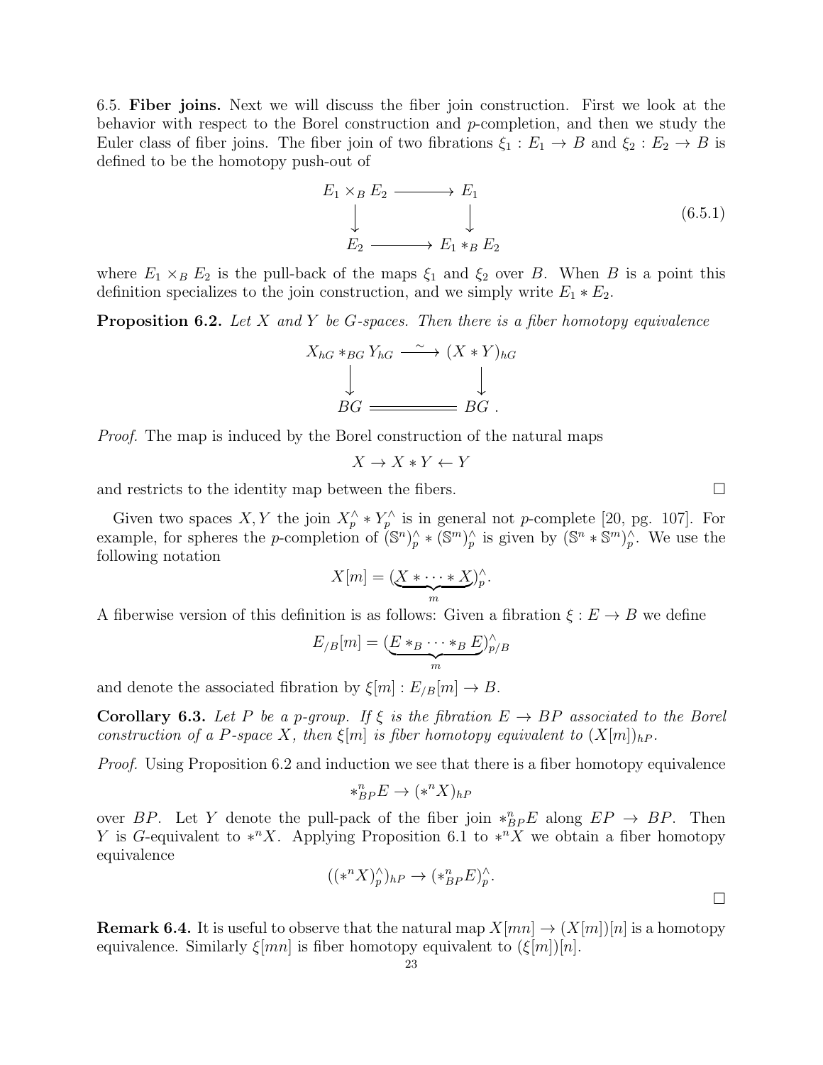6.5. **Fiber joins.** Next we will discuss the fiber join construction. First we look at the behavior with respect to the Borel construction and $p$-completion, and then we study the Euler class of fiber joins. The fiber join of two fibrations $\xi_1 : E_1 \to B$ and $\xi_2 : E_2 \to B$ is defined to be the homotopy push-out of

$$\begin{array}{ccc} E_1 \times_B E_2 & \longrightarrow & E_1 \\ \big\downarrow & & \big\downarrow \\ E_2 & \longrightarrow & E_1 *_B E_2 \end{array} \tag{6.5.1}$$

where $E_1 \times_B E_2$ is the pull-back of the maps $\xi_1$ and $\xi_2$ over $B$. When $B$ is a point this definition specializes to the join construction, and we simply write $E_1 * E_2$.

**Proposition 6.2.** *Let $X$ and $Y$ be $G$-spaces. Then there is a fiber homotopy equivalence*

$$\begin{array}{ccc} X_{hG} *_{BG} Y_{hG} & \xrightarrow{\ \sim\ } & (X * Y)_{hG} \\ \big\downarrow & & \big\downarrow \\ BG & = \!=\!= & BG\ . \end{array}$$

*Proof.* The map is induced by the Borel construction of the natural maps

$$X \to X * Y \leftarrow Y$$

and restricts to the identity map between the fibers. $\square$

Given two spaces $X, Y$ the join $X^\wedge_p * Y^\wedge_p$ is in general not $p$-complete [20, pg. 107]. For example, for spheres the $p$-completion of $(\mathbb{S}^n)^\wedge_p * (\mathbb{S}^m)^\wedge_p$ is given by $(\mathbb{S}^n * \mathbb{S}^m)^\wedge_p$. We use the following notation

$$X[m] = (\underbrace{X * \cdots * X}_{m})^\wedge_p.$$

A fiberwise version of this definition is as follows: Given a fibration $\xi : E \to B$ we define

$$E_{/B}[m] = (\underbrace{E *_B \cdots *_B E}_{m})^\wedge_{p/B}$$

and denote the associated fibration by $\xi[m] : E_{/B}[m] \to B$.

**Corollary 6.3.** *Let $P$ be a $p$-group. If $\xi$ is the fibration $E \to BP$ associated to the Borel construction of a $P$-space $X$, then $\xi[m]$ is fiber homotopy equivalent to $(X[m])_{hP}$.*

*Proof.* Using Proposition 6.2 and induction we see that there is a fiber homotopy equivalence

$$*^n_{BP} E \to (*^n X)_{hP}$$

over $BP$. Let $Y$ denote the pull-pack of the fiber join $*^n_{BP} E$ along $EP \to BP$. Then $Y$ is $G$-equivalent to $*^n X$. Applying Proposition 6.1 to $*^n X$ we obtain a fiber homotopy equivalence

$$((*^n X)^\wedge_p)_{hP} \to (*^n_{BP} E)^\wedge_p.$$

$\square$

**Remark 6.4.** It is useful to observe that the natural map $X[mn] \to (X[m])[n]$ is a homotopy equivalence. Similarly $\xi[mn]$ is fiber homotopy equivalent to $(\xi[m])[n]$.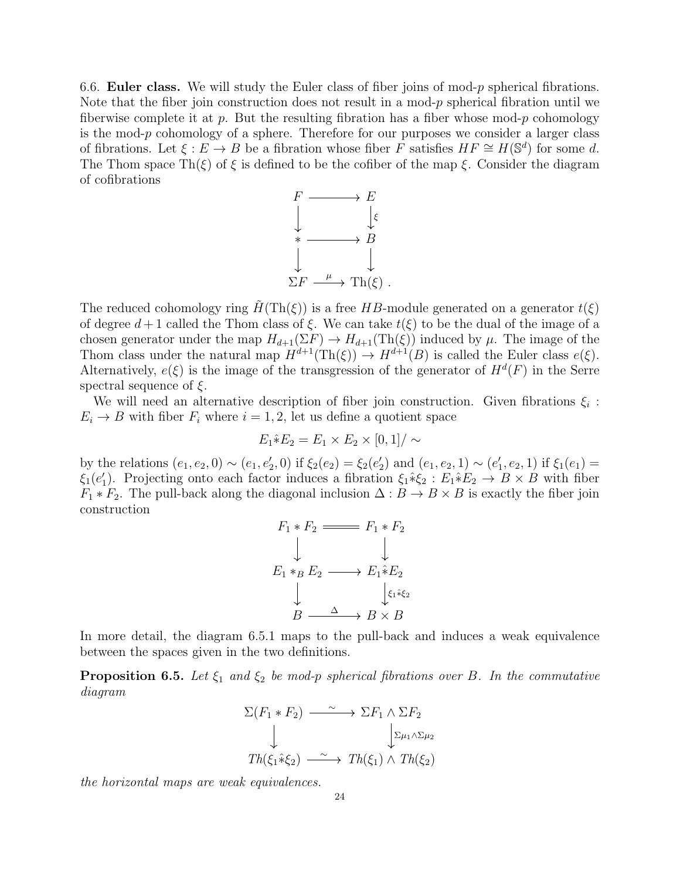6.6. **Euler class.** We will study the Euler class of fiber joins of mod-$p$ spherical fibrations. Note that the fiber join construction does not result in a mod-$p$ spherical fibration until we fiberwise complete it at $p$. But the resulting fibration has a fiber whose mod-$p$ cohomology is the mod-$p$ cohomology of a sphere. Therefore for our purposes we consider a larger class of fibrations. Let $\xi : E \to B$ be a fibration whose fiber $F$ satisfies $HF \cong H(\mathbb{S}^d)$ for some $d$. The Thom space $\mathrm{Th}(\xi)$ of $\xi$ is defined to be the cofiber of the map $\xi$. Consider the diagram of cofibrations

$$\begin{array}{ccc}
F & \longrightarrow & E \\
\downarrow & & \downarrow \xi \\
* & \longrightarrow & B \\
\downarrow & & \downarrow \\
\Sigma F & \xrightarrow{\ \mu\ } & \mathrm{Th}(\xi)\ .
\end{array}$$

The reduced cohomology ring $\tilde{H}(\mathrm{Th}(\xi))$ is a free $HB$-module generated on a generator $t(\xi)$ of degree $d+1$ called the Thom class of $\xi$. We can take $t(\xi)$ to be the dual of the image of a chosen generator under the map $H_{d+1}(\Sigma F) \to H_{d+1}(\mathrm{Th}(\xi))$ induced by $\mu$. The image of the Thom class under the natural map $H^{d+1}(\mathrm{Th}(\xi)) \to H^{d+1}(B)$ is called the Euler class $e(\xi)$. Alternatively, $e(\xi)$ is the image of the transgression of the generator of $H^d(F)$ in the Serre spectral sequence of $\xi$.

We will need an alternative description of fiber join construction. Given fibrations $\xi_i : E_i \to B$ with fiber $F_i$ where $i = 1, 2$, let us define a quotient space

$$E_1 \hat{*} E_2 = E_1 \times E_2 \times [0,1]/\sim$$

by the relations $(e_1, e_2, 0) \sim (e_1, e_2', 0)$ if $\xi_2(e_2) = \xi_2(e_2')$ and $(e_1, e_2, 1) \sim (e_1', e_2, 1)$ if $\xi_1(e_1) = \xi_1(e_1')$. Projecting onto each factor induces a fibration $\xi_1 \hat{*} \xi_2 : E_1 \hat{*} E_2 \to B \times B$ with fiber $F_1 * F_2$. The pull-back along the diagonal inclusion $\Delta : B \to B \times B$ is exactly the fiber join construction

$$\begin{array}{ccc}
F_1 * F_2 & = & F_1 * F_2 \\
\downarrow & & \downarrow \\
E_1 *_B E_2 & \longrightarrow & E_1 \hat{*} E_2 \\
\downarrow & & \downarrow \xi_1 \hat{*} \xi_2 \\
B & \xrightarrow{\ \Delta\ } & B \times B
\end{array}$$

In more detail, the diagram 6.5.1 maps to the pull-back and induces a weak equivalence between the spaces given in the two definitions.

**Proposition 6.5.** *Let $\xi_1$ and $\xi_2$ be mod-$p$ spherical fibrations over $B$. In the commutative diagram*

$$\begin{array}{ccc}
\Sigma(F_1 * F_2) & \xrightarrow{\ \sim\ } & \Sigma F_1 \wedge \Sigma F_2 \\
\downarrow & & \downarrow \Sigma\mu_1 \wedge \Sigma\mu_2 \\
Th(\xi_1 \hat{*} \xi_2) & \xrightarrow{\ \sim\ } & Th(\xi_1) \wedge Th(\xi_2)
\end{array}$$

*the horizontal maps are weak equivalences.*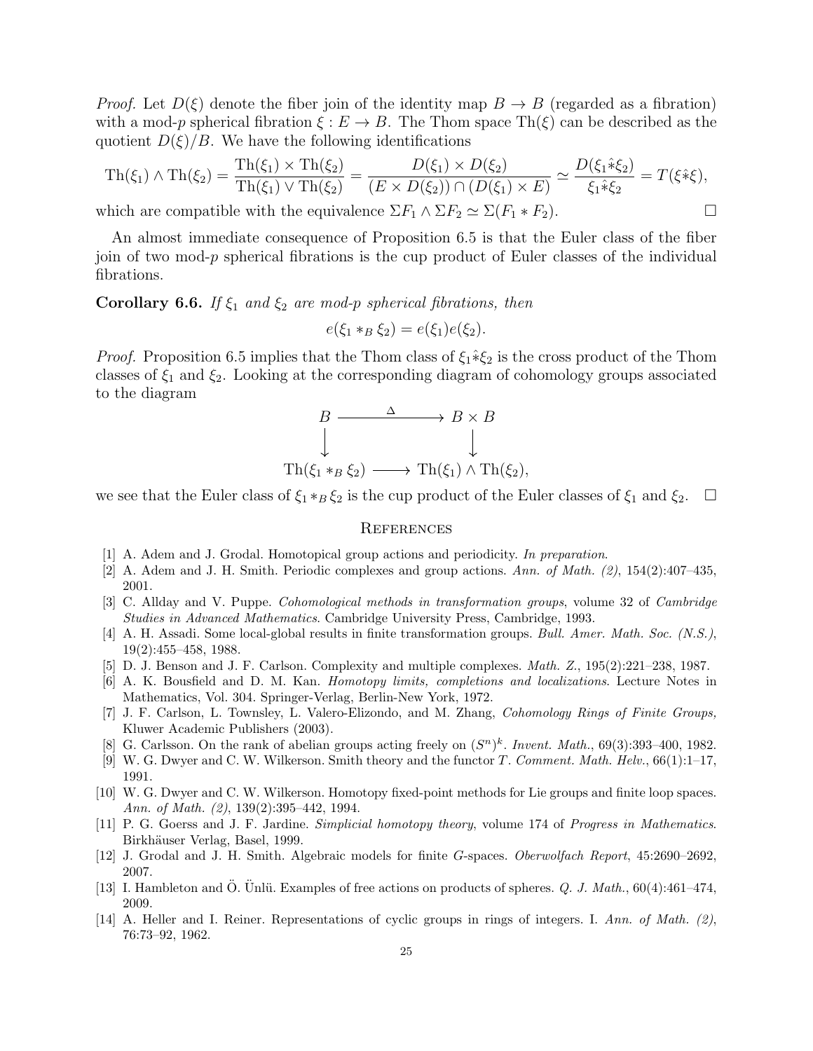*Proof.* Let $D(\xi)$ denote the fiber join of the identity map $B \to B$ (regarded as a fibration) with a mod-$p$ spherical fibration $\xi : E \to B$. The Thom space $\mathrm{Th}(\xi)$ can be described as the quotient $D(\xi)/B$. We have the following identifications

$$\mathrm{Th}(\xi_1) \wedge \mathrm{Th}(\xi_2) = \frac{\mathrm{Th}(\xi_1) \times \mathrm{Th}(\xi_2)}{\mathrm{Th}(\xi_1) \vee \mathrm{Th}(\xi_2)} = \frac{D(\xi_1) \times D(\xi_2)}{(E \times D(\xi_2)) \cap (D(\xi_1) \times E)} \simeq \frac{D(\xi_1 \hat{*} \xi_2)}{\xi_1 \hat{*} \xi_2} = T(\xi \hat{*} \xi),$$

which are compatible with the equivalence $\Sigma F_1 \wedge \Sigma F_2 \simeq \Sigma(F_1 * F_2)$. □

An almost immediate consequence of Proposition 6.5 is that the Euler class of the fiber join of two mod-$p$ spherical fibrations is the cup product of Euler classes of the individual fibrations.

**Corollary 6.6.** *If $\xi_1$ and $\xi_2$ are mod-$p$ spherical fibrations, then*

$$e(\xi_1 *_B \xi_2) = e(\xi_1) e(\xi_2).$$

*Proof.* Proposition 6.5 implies that the Thom class of $\xi_1 \hat{*} \xi_2$ is the cross product of the Thom classes of $\xi_1$ and $\xi_2$. Looking at the corresponding diagram of cohomology groups associated to the diagram

$$\begin{array}{ccc} B & \xrightarrow{\quad \Delta \quad} & B \times B \\ \downarrow & & \downarrow \\ \mathrm{Th}(\xi_1 *_B \xi_2) & \longrightarrow & \mathrm{Th}(\xi_1) \wedge \mathrm{Th}(\xi_2), \end{array}$$

we see that the Euler class of $\xi_1 *_B \xi_2$ is the cup product of the Euler classes of $\xi_1$ and $\xi_2$. □

## References

[1] A. Adem and J. Grodal. Homotopical group actions and periodicity. *In preparation*.

[2] A. Adem and J. H. Smith. Periodic complexes and group actions. *Ann. of Math. (2)*, 154(2):407–435, 2001.

[3] C. Allday and V. Puppe. *Cohomological methods in transformation groups*, volume 32 of *Cambridge Studies in Advanced Mathematics*. Cambridge University Press, Cambridge, 1993.

[4] A. H. Assadi. Some local-global results in finite transformation groups. *Bull. Amer. Math. Soc. (N.S.)*, 19(2):455–458, 1988.

[5] D. J. Benson and J. F. Carlson. Complexity and multiple complexes. *Math. Z.*, 195(2):221–238, 1987.

[6] A. K. Bousfield and D. M. Kan. *Homotopy limits, completions and localizations*. Lecture Notes in Mathematics, Vol. 304. Springer-Verlag, Berlin-New York, 1972.

[7] J. F. Carlson, L. Townsley, L. Valero-Elizondo, and M. Zhang, *Cohomology Rings of Finite Groups,* Kluwer Academic Publishers (2003).

[8] G. Carlsson. On the rank of abelian groups acting freely on $(S^n)^k$. *Invent. Math.*, 69(3):393–400, 1982.

[9] W. G. Dwyer and C. W. Wilkerson. Smith theory and the functor $T$. *Comment. Math. Helv.*, 66(1):1–17, 1991.

[10] W. G. Dwyer and C. W. Wilkerson. Homotopy fixed-point methods for Lie groups and finite loop spaces. *Ann. of Math. (2)*, 139(2):395–442, 1994.

[11] P. G. Goerss and J. F. Jardine. *Simplicial homotopy theory*, volume 174 of *Progress in Mathematics*. Birkhäuser Verlag, Basel, 1999.

[12] J. Grodal and J. H. Smith. Algebraic models for finite $G$-spaces. *Oberwolfach Report*, 45:2690–2692, 2007.

[13] I. Hambleton and Ö. Ünlü. Examples of free actions on products of spheres. *Q. J. Math.*, 60(4):461–474, 2009.

[14] A. Heller and I. Reiner. Representations of cyclic groups in rings of integers. I. *Ann. of Math. (2)*, 76:73–92, 1962.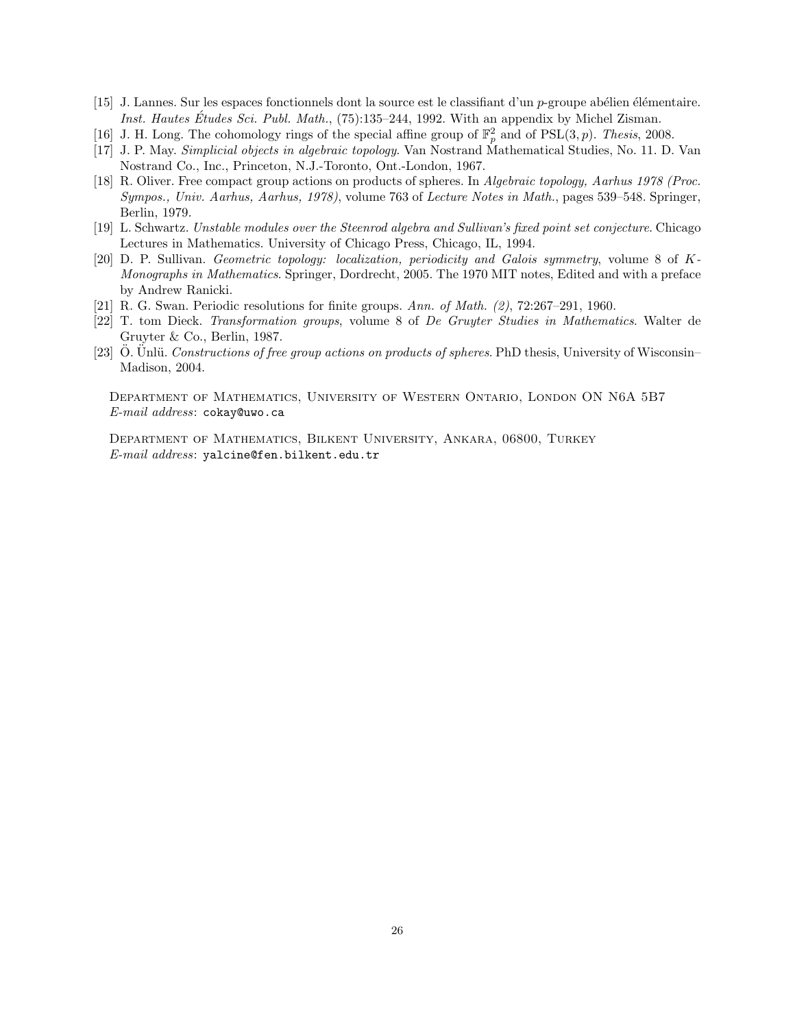[15] J. Lannes. Sur les espaces fonctionnels dont la source est le classifiant d'un $p$-groupe abélien élémentaire. *Inst. Hautes Études Sci. Publ. Math.*, (75):135–244, 1992. With an appendix by Michel Zisman.

[16] J. H. Long. The cohomology rings of the special affine group of $\mathbb{F}_p^2$ and of $\mathrm{PSL}(3,p)$. *Thesis*, 2008.

[17] J. P. May. *Simplicial objects in algebraic topology*. Van Nostrand Mathematical Studies, No. 11. D. Van Nostrand Co., Inc., Princeton, N.J.-Toronto, Ont.-London, 1967.

[18] R. Oliver. Free compact group actions on products of spheres. In *Algebraic topology, Aarhus 1978 (Proc. Sympos., Univ. Aarhus, Aarhus, 1978)*, volume 763 of *Lecture Notes in Math.*, pages 539–548. Springer, Berlin, 1979.

[19] L. Schwartz. *Unstable modules over the Steenrod algebra and Sullivan's fixed point set conjecture*. Chicago Lectures in Mathematics. University of Chicago Press, Chicago, IL, 1994.

[20] D. P. Sullivan. *Geometric topology: localization, periodicity and Galois symmetry*, volume 8 of *K-Monographs in Mathematics*. Springer, Dordrecht, 2005. The 1970 MIT notes, Edited and with a preface by Andrew Ranicki.

[21] R. G. Swan. Periodic resolutions for finite groups. *Ann. of Math. (2)*, 72:267–291, 1960.

[22] T. tom Dieck. *Transformation groups*, volume 8 of *De Gruyter Studies in Mathematics*. Walter de Gruyter & Co., Berlin, 1987.

[23] Ö. Ünlü. *Constructions of free group actions on products of spheres*. PhD thesis, University of Wisconsin–Madison, 2004.

Department of Mathematics, University of Western Ontario, London ON N6A 5B7
*E-mail address*: cokay@uwo.ca

Department of Mathematics, Bilkent University, Ankara, 06800, Turkey
*E-mail address*: yalcine@fen.bilkent.edu.tr